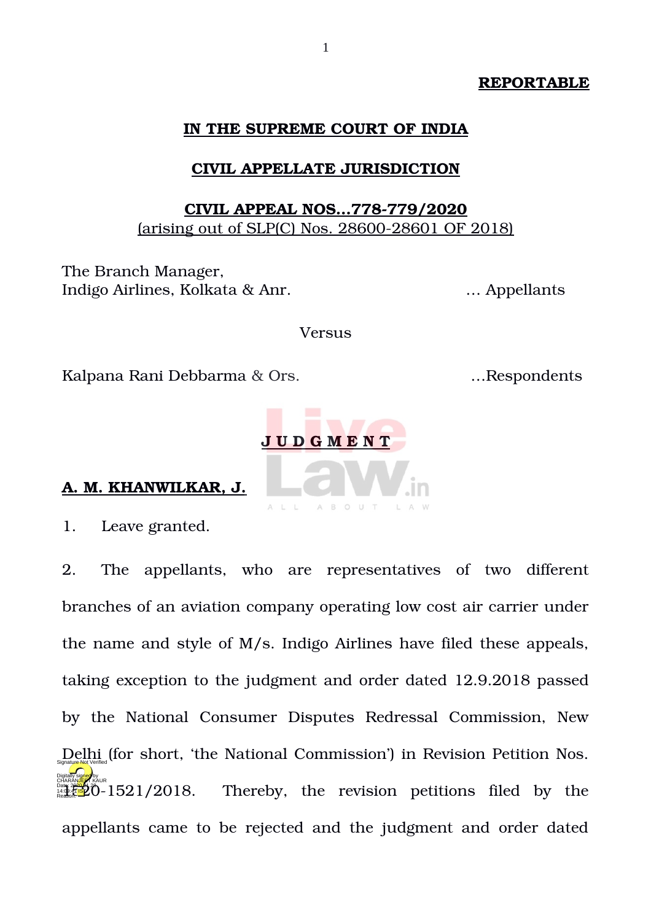**REPORTABLE**

**IN THE SUPREME COURT OF INDIA**

**CIVIL APPELLATE JURISDICTION**

**CIVIL APPEAL NOS...778-779/2020**
(arising out of SLP(C) Nos. 28600-28601 OF 2018)

The Branch Manager,
Indigo Airlines, Kolkata & Anr. … Appellants

Versus

Kalpana Rani Debbarma & Ors. …Respondents

**JUDGMENT**

**A. M. KHANWILKAR, J.**

1. Leave granted.

2. The appellants, who are representatives of two different branches of an aviation company operating low cost air carrier under the name and style of M/s. Indigo Airlines have filed these appeals, taking exception to the judgment and order dated 12.9.2018 passed by the National Consumer Disputes Redressal Commission, New Delhi (for short, 'the National Commission') in Revision Petition Nos. 1520-1521/2018. Thereby, the revision petitions filed by the appellants came to be rejected and the judgment and order dated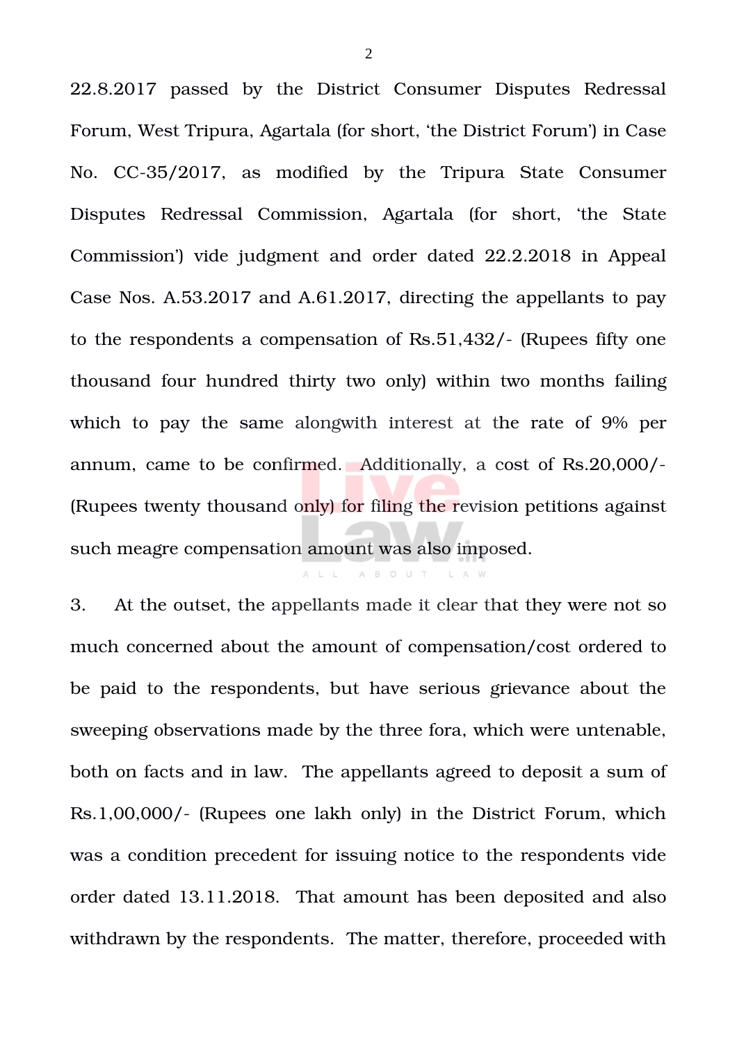22.8.2017 passed by the District Consumer Disputes Redressal Forum, West Tripura, Agartala (for short, 'the District Forum') in Case No. CC-35/2017, as modified by the Tripura State Consumer Disputes Redressal Commission, Agartala (for short, 'the State Commission') vide judgment and order dated 22.2.2018 in Appeal Case Nos. A.53.2017 and A.61.2017, directing the appellants to pay to the respondents a compensation of Rs.51,432/- (Rupees fifty one thousand four hundred thirty two only) within two months failing which to pay the same alongwith interest at the rate of 9% per annum, came to be confirmed. Additionally, a cost of Rs.20,000/- (Rupees twenty thousand only) for filing the revision petitions against such meagre compensation amount was also imposed.

3. At the outset, the appellants made it clear that they were not so much concerned about the amount of compensation/cost ordered to be paid to the respondents, but have serious grievance about the sweeping observations made by the three fora, which were untenable, both on facts and in law. The appellants agreed to deposit a sum of Rs.1,00,000/- (Rupees one lakh only) in the District Forum, which was a condition precedent for issuing notice to the respondents vide order dated 13.11.2018. That amount has been deposited and also withdrawn by the respondents. The matter, therefore, proceeded with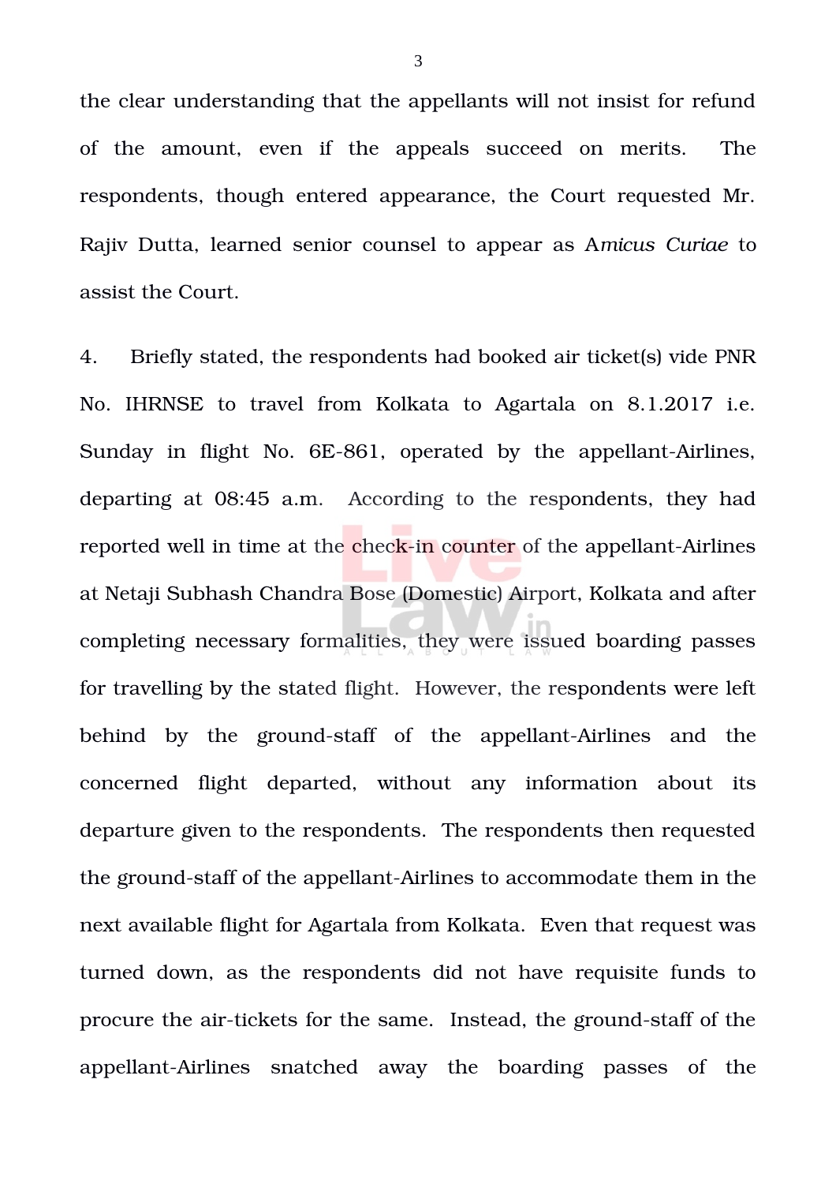the clear understanding that the appellants will not insist for refund of the amount, even if the appeals succeed on merits. The respondents, though entered appearance, the Court requested Mr. Rajiv Dutta, learned senior counsel to appear as A*micus Curiae* to assist the Court.

4. Briefly stated, the respondents had booked air ticket(s) vide PNR No. IHRNSE to travel from Kolkata to Agartala on 8.1.2017 i.e. Sunday in flight No. 6E-861, operated by the appellant-Airlines, departing at 08:45 a.m. According to the respondents, they had reported well in time at the check-in counter of the appellant-Airlines at Netaji Subhash Chandra Bose (Domestic) Airport, Kolkata and after completing necessary formalities, they were issued boarding passes for travelling by the stated flight. However, the respondents were left behind by the ground-staff of the appellant-Airlines and the concerned flight departed, without any information about its departure given to the respondents. The respondents then requested the ground-staff of the appellant-Airlines to accommodate them in the next available flight for Agartala from Kolkata. Even that request was turned down, as the respondents did not have requisite funds to procure the air-tickets for the same. Instead, the ground-staff of the appellant-Airlines snatched away the boarding passes of the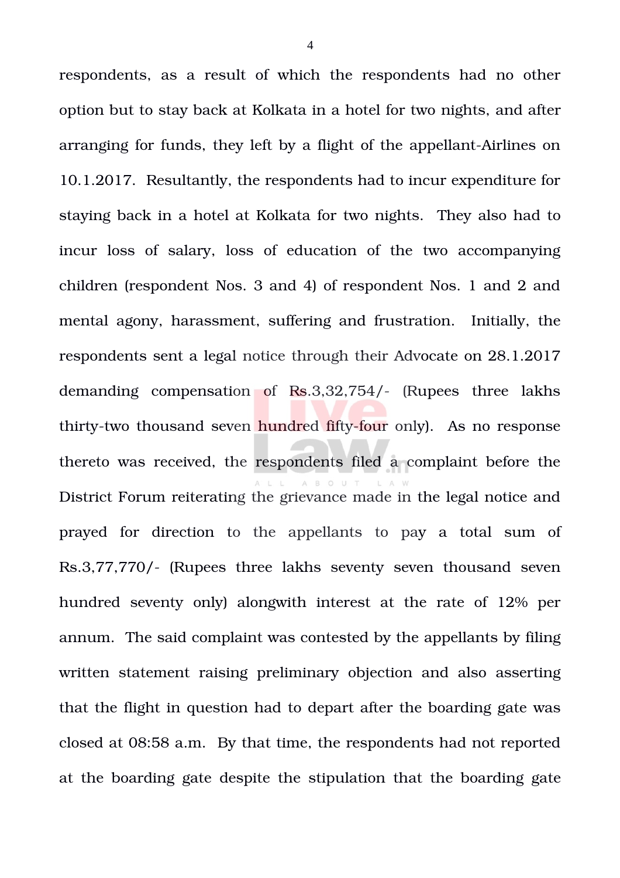respondents, as a result of which the respondents had no other option but to stay back at Kolkata in a hotel for two nights, and after arranging for funds, they left by a flight of the appellant-Airlines on 10.1.2017. Resultantly, the respondents had to incur expenditure for staying back in a hotel at Kolkata for two nights. They also had to incur loss of salary, loss of education of the two accompanying children (respondent Nos. 3 and 4) of respondent Nos. 1 and 2 and mental agony, harassment, suffering and frustration. Initially, the respondents sent a legal notice through their Advocate on 28.1.2017 demanding compensation of Rs.3,32,754/- (Rupees three lakhs thirty-two thousand seven hundred fifty-four only). As no response thereto was received, the respondents filed a complaint before the District Forum reiterating the grievance made in the legal notice and prayed for direction to the appellants to pay a total sum of Rs.3,77,770/- (Rupees three lakhs seventy seven thousand seven hundred seventy only) alongwith interest at the rate of 12% per annum. The said complaint was contested by the appellants by filing written statement raising preliminary objection and also asserting that the flight in question had to depart after the boarding gate was closed at 08:58 a.m. By that time, the respondents had not reported at the boarding gate despite the stipulation that the boarding gate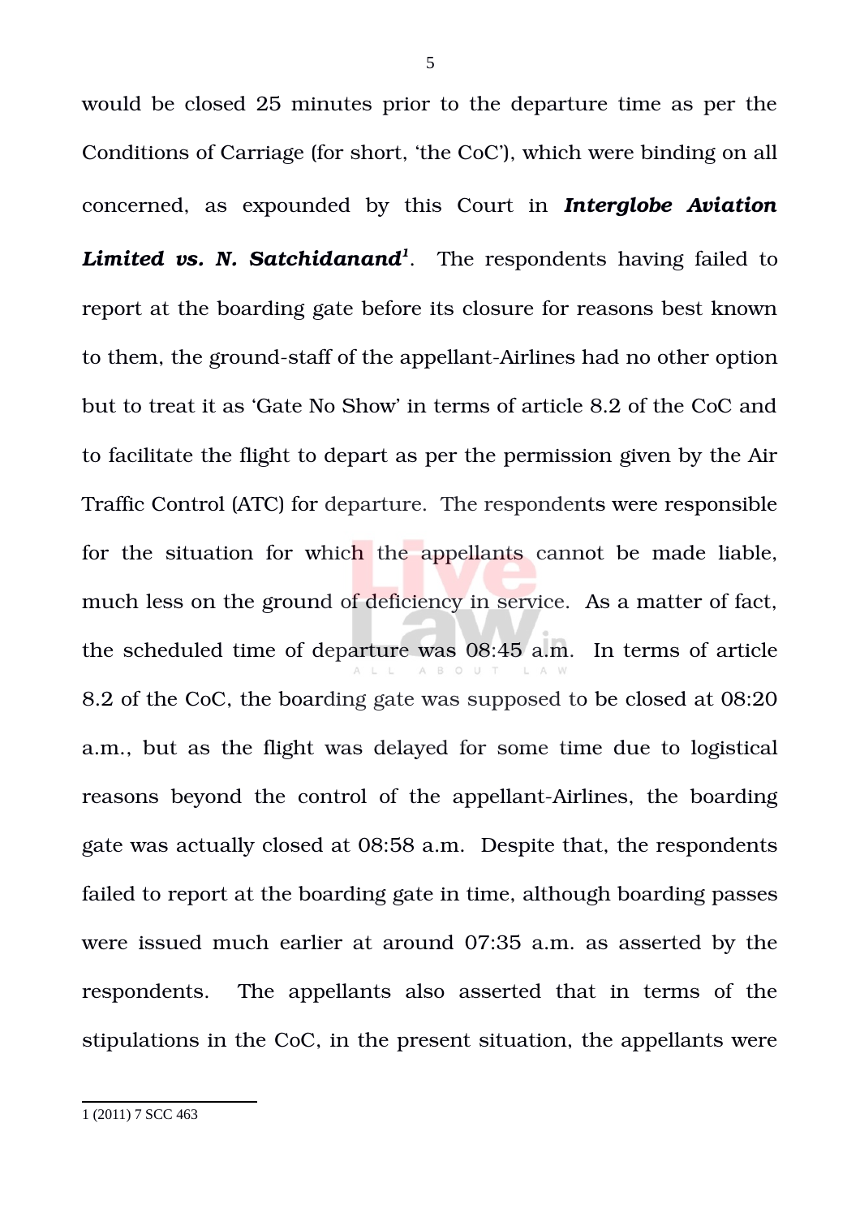would be closed 25 minutes prior to the departure time as per the Conditions of Carriage (for short, 'the CoC'), which were binding on all concerned, as expounded by this Court in ***Interglobe Aviation Limited vs. N. Satchidanand***[1]. The respondents having failed to report at the boarding gate before its closure for reasons best known to them, the ground-staff of the appellant-Airlines had no other option but to treat it as 'Gate No Show' in terms of article 8.2 of the CoC and to facilitate the flight to depart as per the permission given by the Air Traffic Control (ATC) for departure. The respondents were responsible for the situation for which the appellants cannot be made liable, much less on the ground of deficiency in service. As a matter of fact, the scheduled time of departure was 08:45 a.m. In terms of article 8.2 of the CoC, the boarding gate was supposed to be closed at 08:20 a.m., but as the flight was delayed for some time due to logistical reasons beyond the control of the appellant-Airlines, the boarding gate was actually closed at 08:58 a.m. Despite that, the respondents failed to report at the boarding gate in time, although boarding passes were issued much earlier at around 07:35 a.m. as asserted by the respondents. The appellants also asserted that in terms of the stipulations in the CoC, in the present situation, the appellants were

1 (2011) 7 SCC 463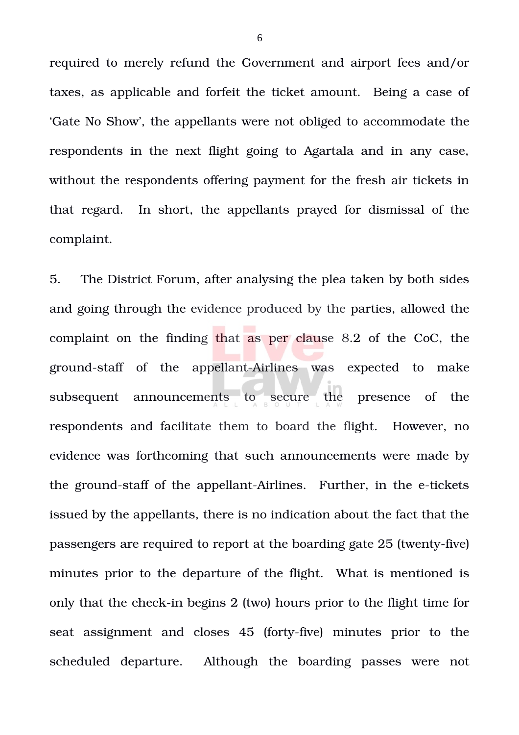required to merely refund the Government and airport fees and/or taxes, as applicable and forfeit the ticket amount. Being a case of 'Gate No Show', the appellants were not obliged to accommodate the respondents in the next flight going to Agartala and in any case, without the respondents offering payment for the fresh air tickets in that regard. In short, the appellants prayed for dismissal of the complaint.

5. The District Forum, after analysing the plea taken by both sides and going through the evidence produced by the parties, allowed the complaint on the finding that as per clause 8.2 of the CoC, the ground-staff of the appellant-Airlines was expected to make subsequent announcements to secure the presence of the respondents and facilitate them to board the flight. However, no evidence was forthcoming that such announcements were made by the ground-staff of the appellant-Airlines. Further, in the e-tickets issued by the appellants, there is no indication about the fact that the passengers are required to report at the boarding gate 25 (twenty-five) minutes prior to the departure of the flight. What is mentioned is only that the check-in begins 2 (two) hours prior to the flight time for seat assignment and closes 45 (forty-five) minutes prior to the scheduled departure. Although the boarding passes were not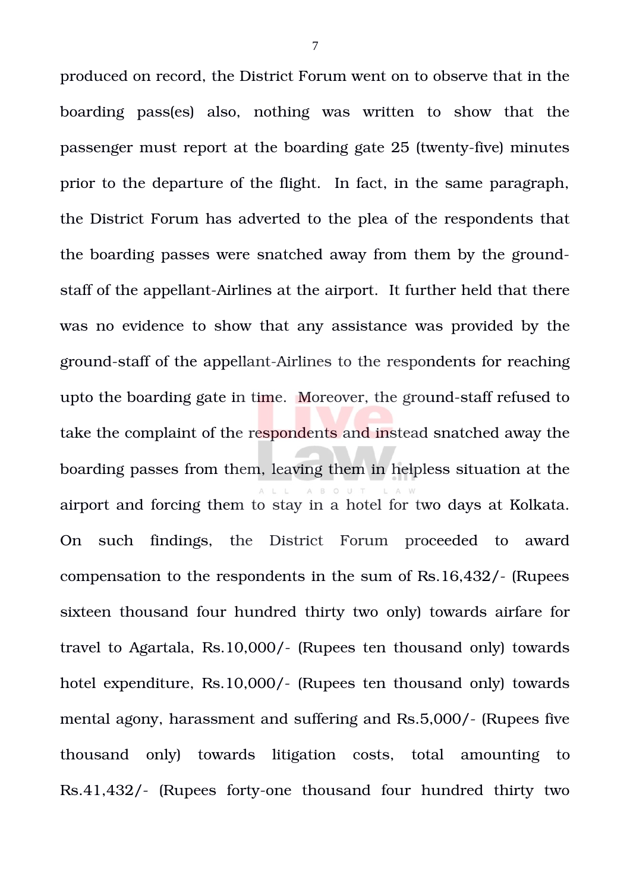produced on record, the District Forum went on to observe that in the boarding pass(es) also, nothing was written to show that the passenger must report at the boarding gate 25 (twenty-five) minutes prior to the departure of the flight. In fact, in the same paragraph, the District Forum has adverted to the plea of the respondents that the boarding passes were snatched away from them by the ground-staff of the appellant-Airlines at the airport. It further held that there was no evidence to show that any assistance was provided by the ground-staff of the appellant-Airlines to the respondents for reaching upto the boarding gate in time. Moreover, the ground-staff refused to take the complaint of the respondents and instead snatched away the boarding passes from them, leaving them in helpless situation at the airport and forcing them to stay in a hotel for two days at Kolkata. On such findings, the District Forum proceeded to award compensation to the respondents in the sum of Rs.16,432/- (Rupees sixteen thousand four hundred thirty two only) towards airfare for travel to Agartala, Rs.10,000/- (Rupees ten thousand only) towards hotel expenditure, Rs.10,000/- (Rupees ten thousand only) towards mental agony, harassment and suffering and Rs.5,000/- (Rupees five thousand only) towards litigation costs, total amounting to Rs.41,432/- (Rupees forty-one thousand four hundred thirty two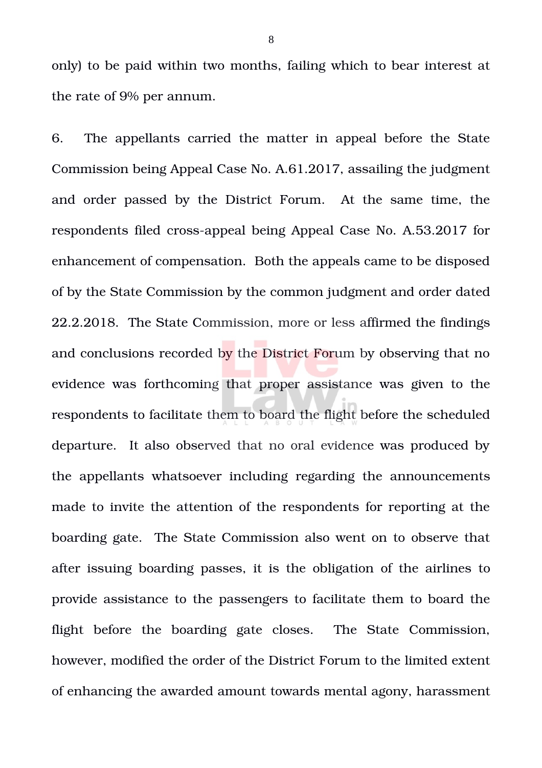only) to be paid within two months, failing which to bear interest at the rate of 9% per annum.

6. The appellants carried the matter in appeal before the State Commission being Appeal Case No. A.61.2017, assailing the judgment and order passed by the District Forum. At the same time, the respondents filed cross-appeal being Appeal Case No. A.53.2017 for enhancement of compensation. Both the appeals came to be disposed of by the State Commission by the common judgment and order dated 22.2.2018. The State Commission, more or less affirmed the findings and conclusions recorded by the District Forum by observing that no evidence was forthcoming that proper assistance was given to the respondents to facilitate them to board the flight before the scheduled departure. It also observed that no oral evidence was produced by the appellants whatsoever including regarding the announcements made to invite the attention of the respondents for reporting at the boarding gate. The State Commission also went on to observe that after issuing boarding passes, it is the obligation of the airlines to provide assistance to the passengers to facilitate them to board the flight before the boarding gate closes. The State Commission, however, modified the order of the District Forum to the limited extent of enhancing the awarded amount towards mental agony, harassment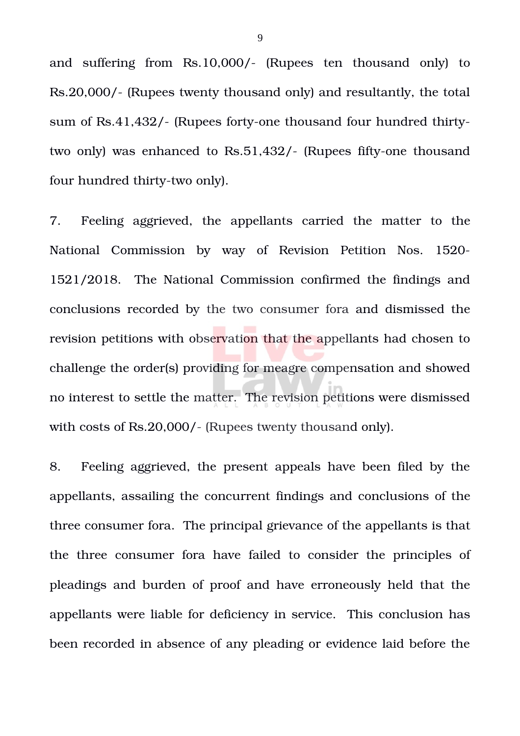and suffering from Rs.10,000/- (Rupees ten thousand only) to Rs.20,000/- (Rupees twenty thousand only) and resultantly, the total sum of Rs.41,432/- (Rupees forty-one thousand four hundred thirty-two only) was enhanced to Rs.51,432/- (Rupees fifty-one thousand four hundred thirty-two only).

7. Feeling aggrieved, the appellants carried the matter to the National Commission by way of Revision Petition Nos. 1520-1521/2018. The National Commission confirmed the findings and conclusions recorded by the two consumer fora and dismissed the revision petitions with observation that the appellants had chosen to challenge the order(s) providing for meagre compensation and showed no interest to settle the matter. The revision petitions were dismissed with costs of Rs.20,000/- (Rupees twenty thousand only).

8. Feeling aggrieved, the present appeals have been filed by the appellants, assailing the concurrent findings and conclusions of the three consumer fora. The principal grievance of the appellants is that the three consumer fora have failed to consider the principles of pleadings and burden of proof and have erroneously held that the appellants were liable for deficiency in service. This conclusion has been recorded in absence of any pleading or evidence laid before the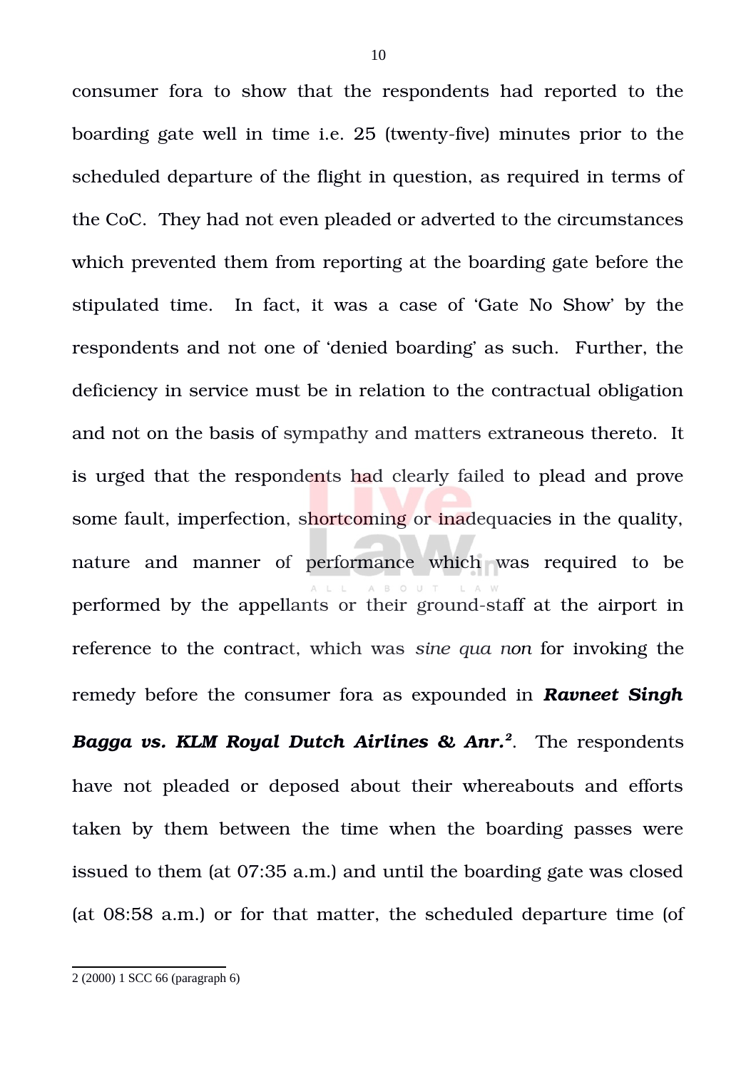consumer fora to show that the respondents had reported to the boarding gate well in time i.e. 25 (twenty-five) minutes prior to the scheduled departure of the flight in question, as required in terms of the CoC. They had not even pleaded or adverted to the circumstances which prevented them from reporting at the boarding gate before the stipulated time. In fact, it was a case of 'Gate No Show' by the respondents and not one of 'denied boarding' as such. Further, the deficiency in service must be in relation to the contractual obligation and not on the basis of sympathy and matters extraneous thereto. It is urged that the respondents had clearly failed to plead and prove some fault, imperfection, shortcoming or inadequacies in the quality, nature and manner of performance which was required to be performed by the appellants or their ground-staff at the airport in reference to the contract, which was *sine qua non* for invoking the remedy before the consumer fora as expounded in ***Ravneet Singh Bagga vs. KLM Royal Dutch Airlines & Anr.***[2]. The respondents have not pleaded or deposed about their whereabouts and efforts taken by them between the time when the boarding passes were issued to them (at 07:35 a.m.) and until the boarding gate was closed (at 08:58 a.m.) or for that matter, the scheduled departure time (of

---

2 (2000) 1 SCC 66 (paragraph 6)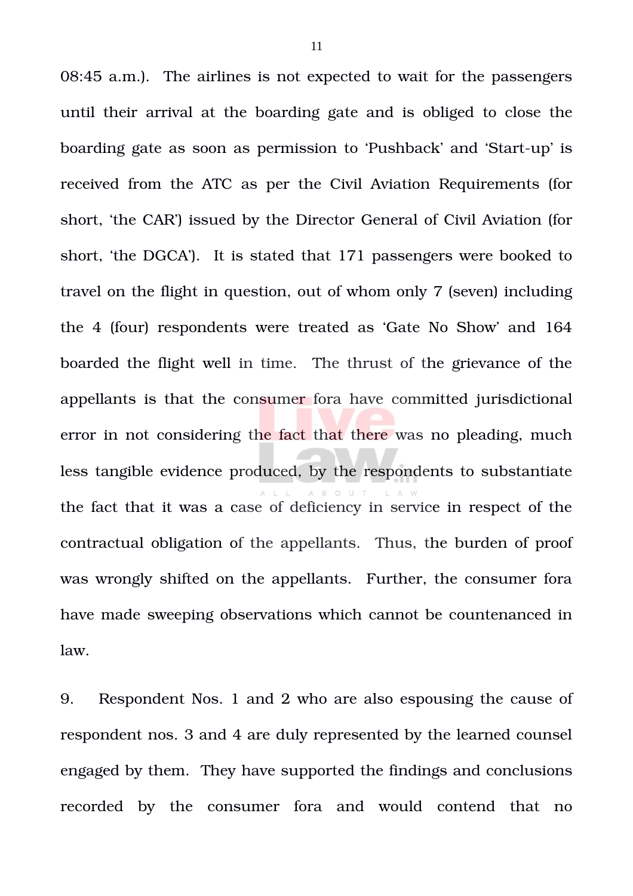08:45 a.m.). The airlines is not expected to wait for the passengers until their arrival at the boarding gate and is obliged to close the boarding gate as soon as permission to 'Pushback' and 'Start-up' is received from the ATC as per the Civil Aviation Requirements (for short, 'the CAR') issued by the Director General of Civil Aviation (for short, 'the DGCA'). It is stated that 171 passengers were booked to travel on the flight in question, out of whom only 7 (seven) including the 4 (four) respondents were treated as 'Gate No Show' and 164 boarded the flight well in time. The thrust of the grievance of the appellants is that the consumer fora have committed jurisdictional error in not considering the fact that there was no pleading, much less tangible evidence produced, by the respondents to substantiate the fact that it was a case of deficiency in service in respect of the contractual obligation of the appellants. Thus, the burden of proof was wrongly shifted on the appellants. Further, the consumer fora have made sweeping observations which cannot be countenanced in law.

9. Respondent Nos. 1 and 2 who are also espousing the cause of respondent nos. 3 and 4 are duly represented by the learned counsel engaged by them. They have supported the findings and conclusions recorded by the consumer fora and would contend that no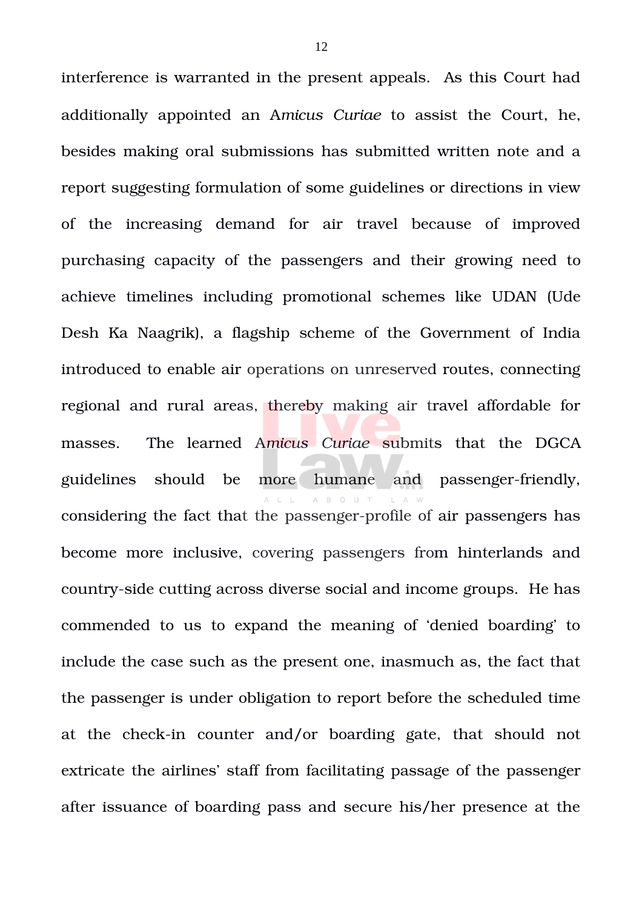interference is warranted in the present appeals. As this Court had additionally appointed an A*micus Curiae* to assist the Court, he, besides making oral submissions has submitted written note and a report suggesting formulation of some guidelines or directions in view of the increasing demand for air travel because of improved purchasing capacity of the passengers and their growing need to achieve timelines including promotional schemes like UDAN (Ude Desh Ka Naagrik), a flagship scheme of the Government of India introduced to enable air operations on unreserved routes, connecting regional and rural areas, thereby making air travel affordable for masses. The learned A*micus Curiae* submits that the DGCA guidelines should be more humane and passenger-friendly, considering the fact that the passenger-profile of air passengers has become more inclusive, covering passengers from hinterlands and country-side cutting across diverse social and income groups. He has commended to us to expand the meaning of 'denied boarding' to include the case such as the present one, inasmuch as, the fact that the passenger is under obligation to report before the scheduled time at the check-in counter and/or boarding gate, that should not extricate the airlines' staff from facilitating passage of the passenger after issuance of boarding pass and secure his/her presence at the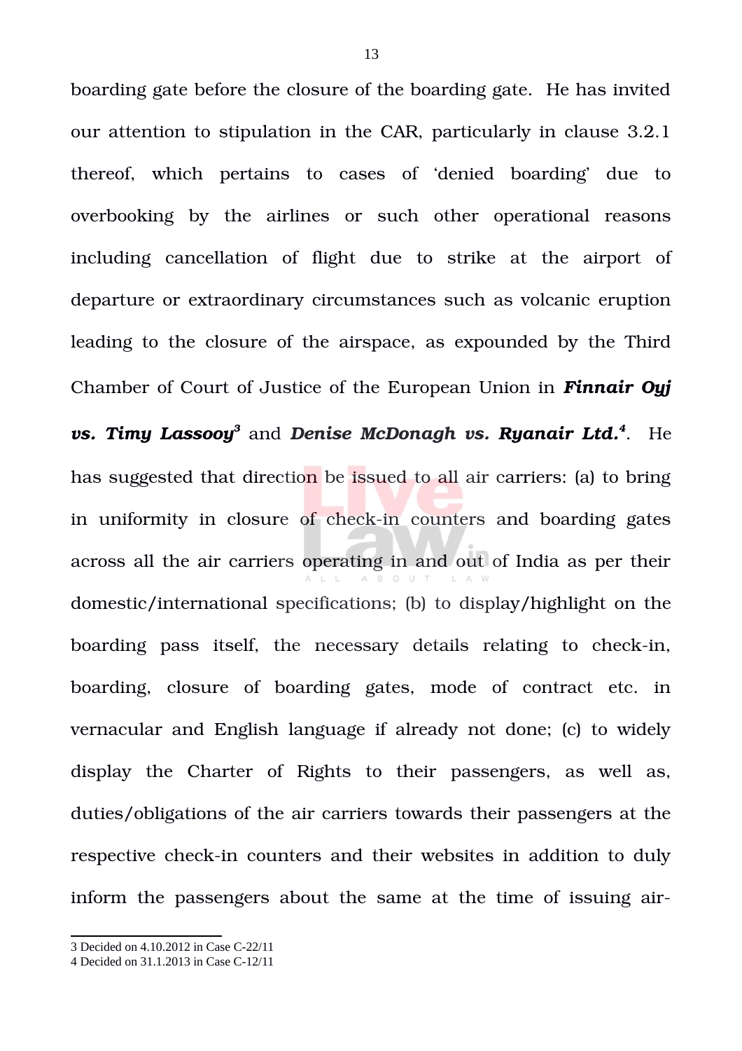boarding gate before the closure of the boarding gate. He has invited our attention to stipulation in the CAR, particularly in clause 3.2.1 thereof, which pertains to cases of 'denied boarding' due to overbooking by the airlines or such other operational reasons including cancellation of flight due to strike at the airport of departure or extraordinary circumstances such as volcanic eruption leading to the closure of the airspace, as expounded by the Third Chamber of Court of Justice of the European Union in ***Finnair Oyj vs. Timy Lassooy***[3] and ***Denise McDonagh vs. Ryanair Ltd.***[4]. He has suggested that direction be issued to all air carriers: (a) to bring in uniformity in closure of check-in counters and boarding gates across all the air carriers operating in and out of India as per their domestic/international specifications; (b) to display/highlight on the boarding pass itself, the necessary details relating to check-in, boarding, closure of boarding gates, mode of contract etc. in vernacular and English language if already not done; (c) to widely display the Charter of Rights to their passengers, as well as, duties/obligations of the air carriers towards their passengers at the respective check-in counters and their websites in addition to duly inform the passengers about the same at the time of issuing air-

---

3 Decided on 4.10.2012 in Case C-22/11

4 Decided on 31.1.2013 in Case C-12/11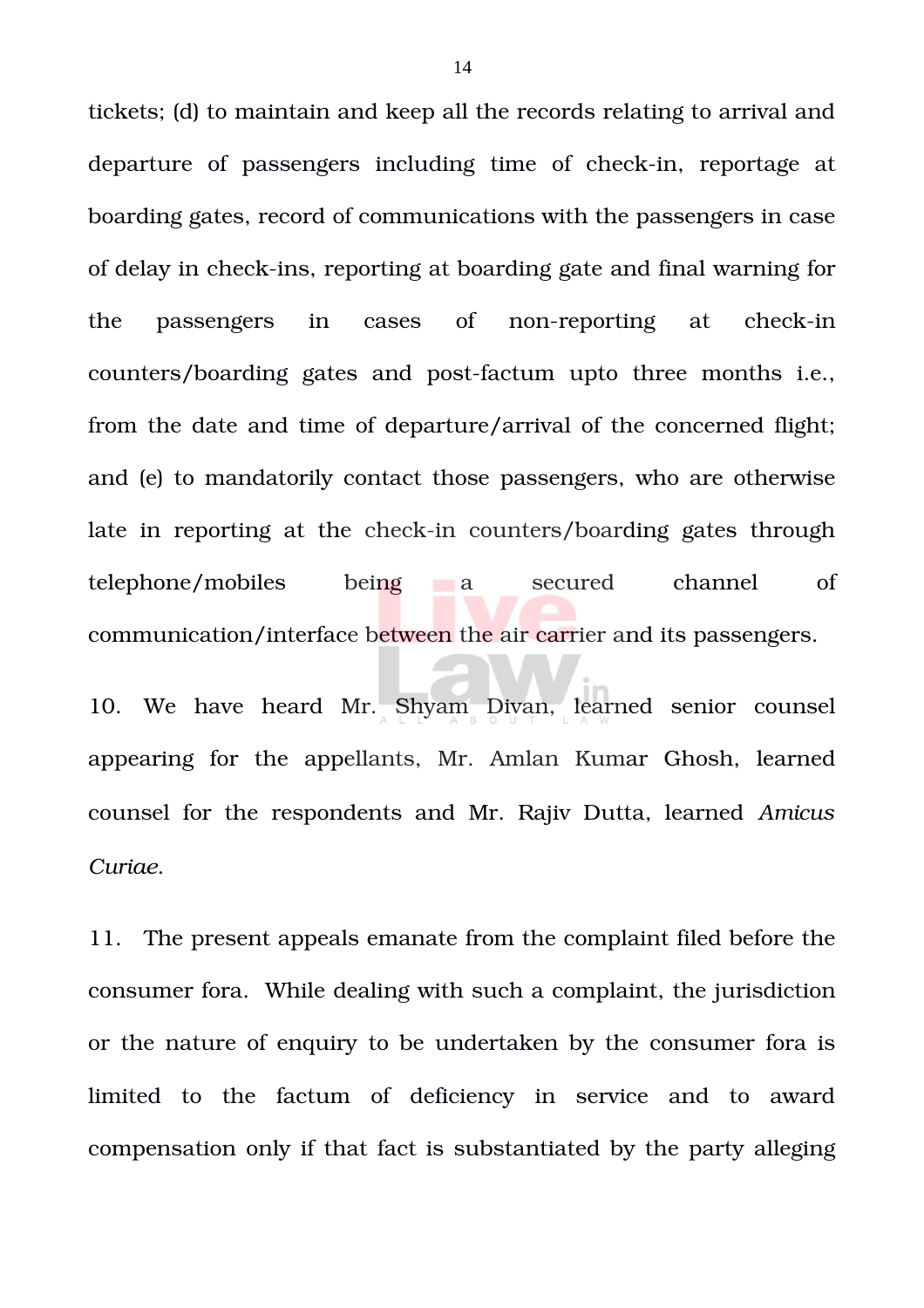tickets; (d) to maintain and keep all the records relating to arrival and departure of passengers including time of check-in, reportage at boarding gates, record of communications with the passengers in case of delay in check-ins, reporting at boarding gate and final warning for the passengers in cases of non-reporting at check-in counters/boarding gates and post-factum upto three months i.e., from the date and time of departure/arrival of the concerned flight; and (e) to mandatorily contact those passengers, who are otherwise late in reporting at the check-in counters/boarding gates through telephone/mobiles being a secured channel of communication/interface between the air carrier and its passengers.

10. We have heard Mr. Shyam Divan, learned senior counsel appearing for the appellants, Mr. Amlan Kumar Ghosh, learned counsel for the respondents and Mr. Rajiv Dutta, learned *Amicus Curiae*.

11. The present appeals emanate from the complaint filed before the consumer fora. While dealing with such a complaint, the jurisdiction or the nature of enquiry to be undertaken by the consumer fora is limited to the factum of deficiency in service and to award compensation only if that fact is substantiated by the party alleging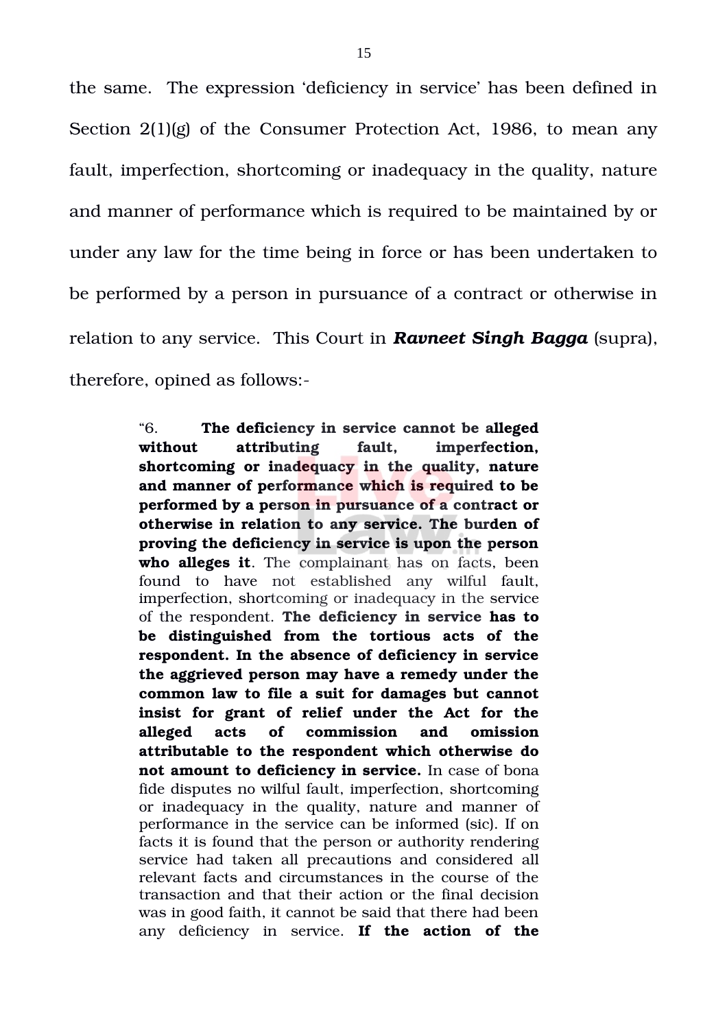the same. The expression 'deficiency in service' has been defined in Section 2(1)(g) of the Consumer Protection Act, 1986, to mean any fault, imperfection, shortcoming or inadequacy in the quality, nature and manner of performance which is required to be maintained by or under any law for the time being in force or has been undertaken to be performed by a person in pursuance of a contract or otherwise in relation to any service. This Court in ***Ravneet Singh Bagga*** (supra), therefore, opined as follows:-

> "6. **The deficiency in service cannot be alleged without attributing fault, imperfection, shortcoming or inadequacy in the quality, nature and manner of performance which is required to be performed by a person in pursuance of a contract or otherwise in relation to any service. The burden of proving the deficiency in service is upon the person who alleges it**. The complainant has on facts, been found to have not established any wilful fault, imperfection, shortcoming or inadequacy in the service of the respondent. **The deficiency in service has to be distinguished from the tortious acts of the respondent. In the absence of deficiency in service the aggrieved person may have a remedy under the common law to file a suit for damages but cannot insist for grant of relief under the Act for the alleged acts of commission and omission attributable to the respondent which otherwise do not amount to deficiency in service.** In case of bona fide disputes no wilful fault, imperfection, shortcoming or inadequacy in the quality, nature and manner of performance in the service can be informed (sic). If on facts it is found that the person or authority rendering service had taken all precautions and considered all relevant facts and circumstances in the course of the transaction and that their action or the final decision was in good faith, it cannot be said that there had been any deficiency in service. **If the action of the**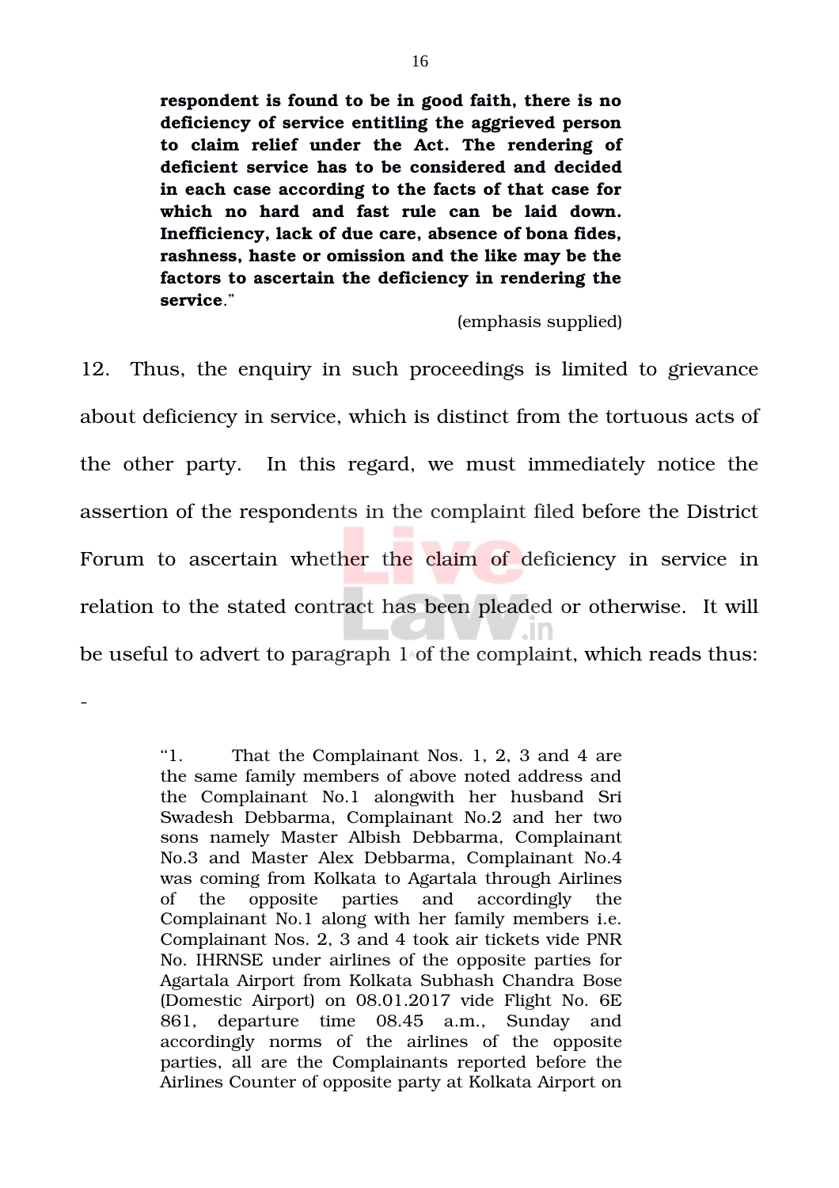> **respondent is found to be in good faith, there is no deficiency of service entitling the aggrieved person to claim relief under the Act. The rendering of deficient service has to be considered and decided in each case according to the facts of that case for which no hard and fast rule can be laid down. Inefficiency, lack of due care, absence of bona fides, rashness, haste or omission and the like may be the factors to ascertain the deficiency in rendering the service**."
>
> (emphasis supplied)

12. Thus, the enquiry in such proceedings is limited to grievance about deficiency in service, which is distinct from the tortuous acts of the other party. In this regard, we must immediately notice the assertion of the respondents in the complaint filed before the District Forum to ascertain whether the claim of deficiency in service in relation to the stated contract has been pleaded or otherwise. It will be useful to advert to paragraph 1 of the complaint, which reads thus: -

> "1. That the Complainant Nos. 1, 2, 3 and 4 are the same family members of above noted address and the Complainant No.1 alongwith her husband Sri Swadesh Debbarma, Complainant No.2 and her two sons namely Master Albish Debbarma, Complainant No.3 and Master Alex Debbarma, Complainant No.4 was coming from Kolkata to Agartala through Airlines of the opposite parties and accordingly the Complainant No.1 along with her family members i.e. Complainant Nos. 2, 3 and 4 took air tickets vide PNR No. IHRNSE under airlines of the opposite parties for Agartala Airport from Kolkata Subhash Chandra Bose (Domestic Airport) on 08.01.2017 vide Flight No. 6E 861, departure time 08.45 a.m., Sunday and accordingly norms of the airlines of the opposite parties, all are the Complainants reported before the Airlines Counter of opposite party at Kolkata Airport on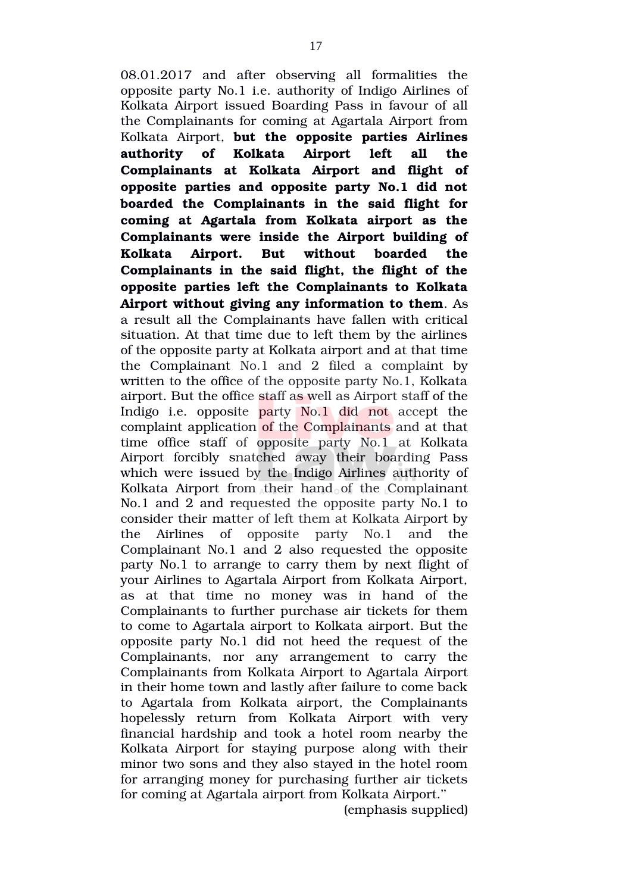08.01.2017 and after observing all formalities the opposite party No.1 i.e. authority of Indigo Airlines of Kolkata Airport issued Boarding Pass in favour of all the Complainants for coming at Agartala Airport from Kolkata Airport, **but the opposite parties Airlines authority of Kolkata Airport left all the Complainants at Kolkata Airport and flight of opposite parties and opposite party No.1 did not boarded the Complainants in the said flight for coming at Agartala from Kolkata airport as the Complainants were inside the Airport building of Kolkata Airport. But without boarded the Complainants in the said flight, the flight of the opposite parties left the Complainants to Kolkata Airport without giving any information to them**. As a result all the Complainants have fallen with critical situation. At that time due to left them by the airlines of the opposite party at Kolkata airport and at that time the Complainant No.1 and 2 filed a complaint by written to the office of the opposite party No.1, Kolkata airport. But the office staff as well as Airport staff of the Indigo i.e. opposite party No.1 did not accept the complaint application of the Complainants and at that time office staff of opposite party No.1 at Kolkata Airport forcibly snatched away their boarding Pass which were issued by the Indigo Airlines authority of Kolkata Airport from their hand of the Complainant No.1 and 2 and requested the opposite party No.1 to consider their matter of left them at Kolkata Airport by the Airlines of opposite party No.1 and the Complainant No.1 and 2 also requested the opposite party No.1 to arrange to carry them by next flight of your Airlines to Agartala Airport from Kolkata Airport, as at that time no money was in hand of the Complainants to further purchase air tickets for them to come to Agartala airport to Kolkata airport. But the opposite party No.1 did not heed the request of the Complainants, nor any arrangement to carry the Complainants from Kolkata Airport to Agartala Airport in their home town and lastly after failure to come back to Agartala from Kolkata airport, the Complainants hopelessly return from Kolkata Airport with very financial hardship and took a hotel room nearby the Kolkata Airport for staying purpose along with their minor two sons and they also stayed in the hotel room for arranging money for purchasing further air tickets for coming at Agartala airport from Kolkata Airport."

(emphasis supplied)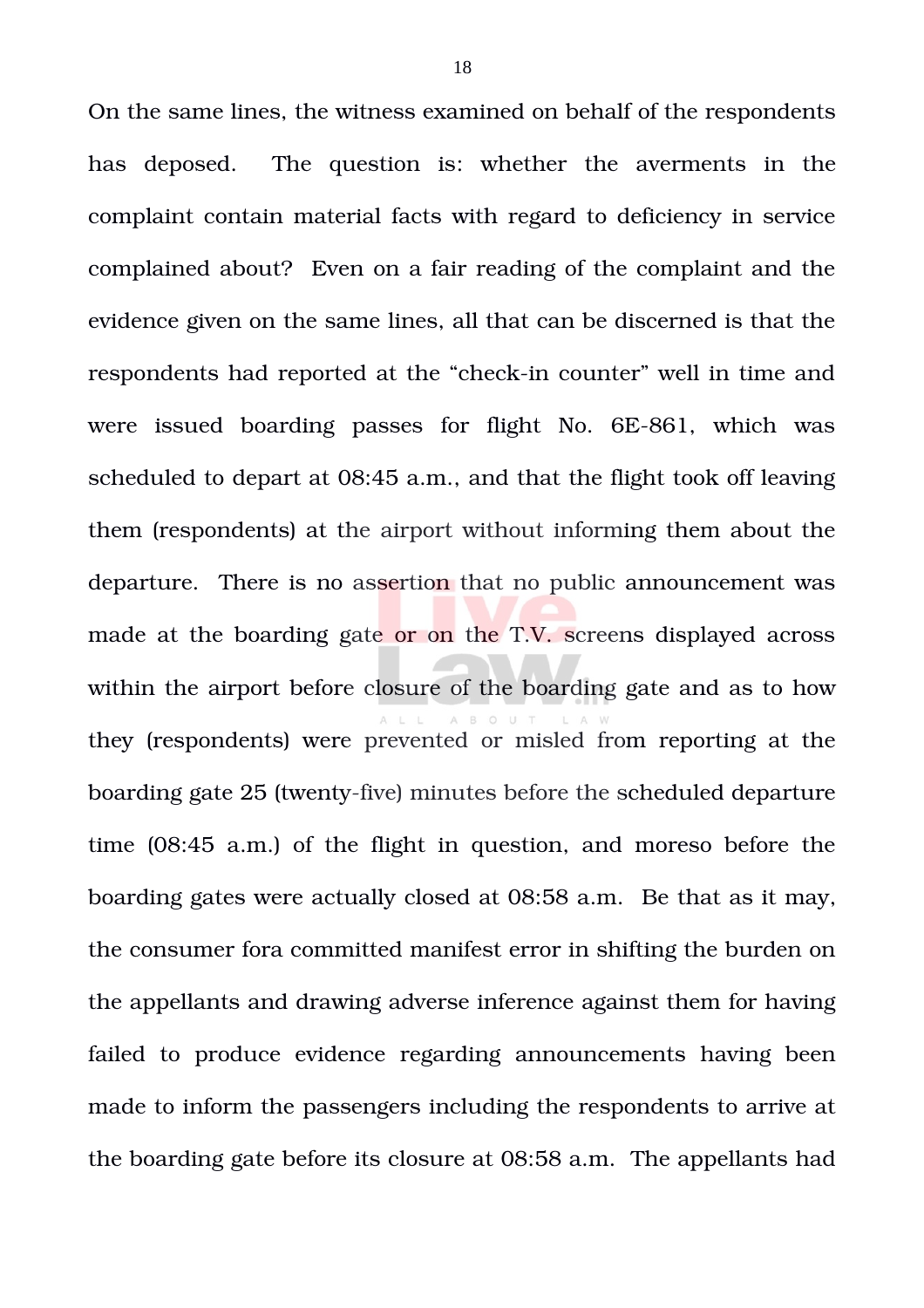On the same lines, the witness examined on behalf of the respondents has deposed. The question is: whether the averments in the complaint contain material facts with regard to deficiency in service complained about? Even on a fair reading of the complaint and the evidence given on the same lines, all that can be discerned is that the respondents had reported at the "check-in counter" well in time and were issued boarding passes for flight No. 6E-861, which was scheduled to depart at 08:45 a.m., and that the flight took off leaving them (respondents) at the airport without informing them about the departure. There is no assertion that no public announcement was made at the boarding gate or on the T.V. screens displayed across within the airport before closure of the boarding gate and as to how they (respondents) were prevented or misled from reporting at the boarding gate 25 (twenty-five) minutes before the scheduled departure time (08:45 a.m.) of the flight in question, and moreso before the boarding gates were actually closed at 08:58 a.m. Be that as it may, the consumer fora committed manifest error in shifting the burden on the appellants and drawing adverse inference against them for having failed to produce evidence regarding announcements having been made to inform the passengers including the respondents to arrive at the boarding gate before its closure at 08:58 a.m. The appellants had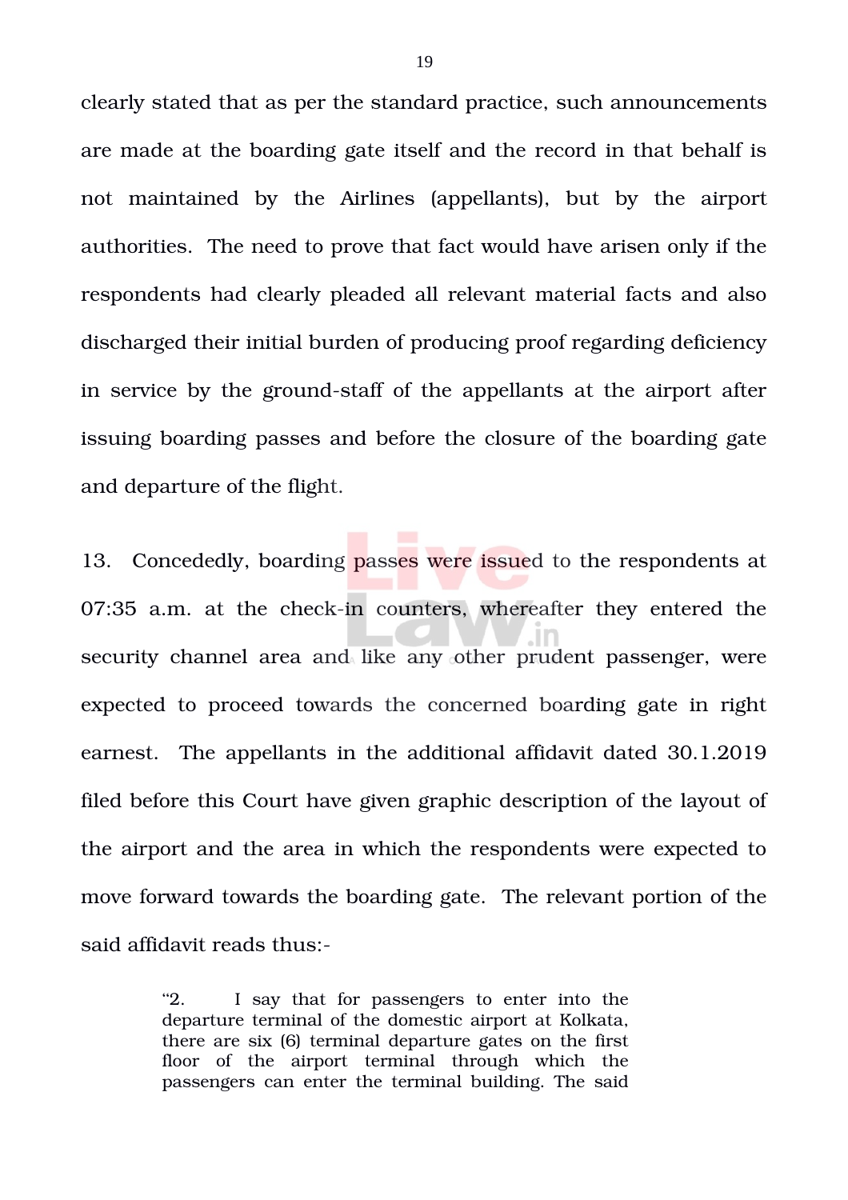clearly stated that as per the standard practice, such announcements are made at the boarding gate itself and the record in that behalf is not maintained by the Airlines (appellants), but by the airport authorities. The need to prove that fact would have arisen only if the respondents had clearly pleaded all relevant material facts and also discharged their initial burden of producing proof regarding deficiency in service by the ground-staff of the appellants at the airport after issuing boarding passes and before the closure of the boarding gate and departure of the flight.

13. Concededly, boarding passes were issued to the respondents at 07:35 a.m. at the check-in counters, whereafter they entered the security channel area and like any other prudent passenger, were expected to proceed towards the concerned boarding gate in right earnest. The appellants in the additional affidavit dated 30.1.2019 filed before this Court have given graphic description of the layout of the airport and the area in which the respondents were expected to move forward towards the boarding gate. The relevant portion of the said affidavit reads thus:-

> "2. I say that for passengers to enter into the departure terminal of the domestic airport at Kolkata, there are six (6) terminal departure gates on the first floor of the airport terminal through which the passengers can enter the terminal building. The said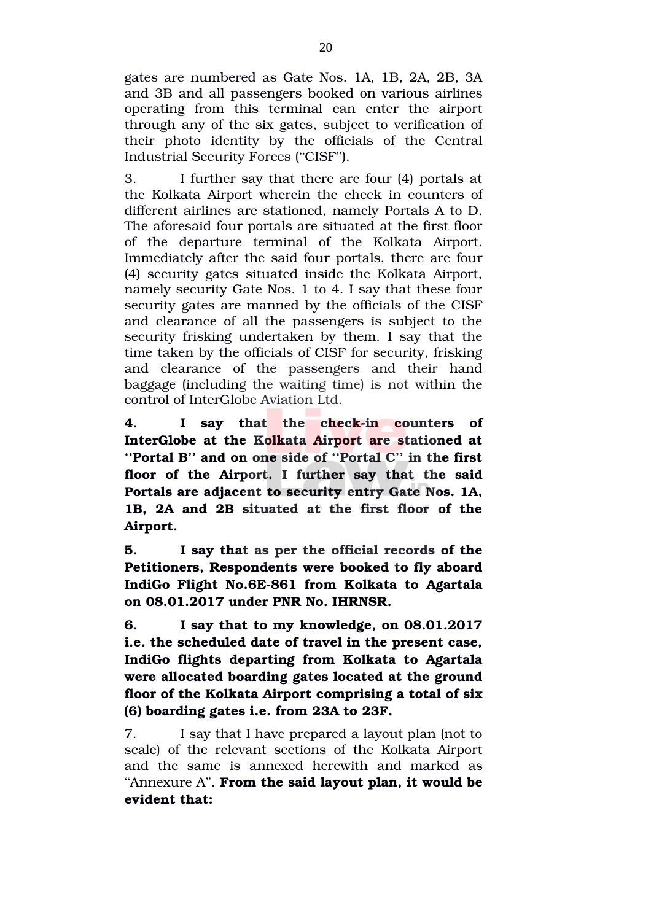gates are numbered as Gate Nos. 1A, 1B, 2A, 2B, 3A and 3B and all passengers booked on various airlines operating from this terminal can enter the airport through any of the six gates, subject to verification of their photo identity by the officials of the Central Industrial Security Forces ("CISF").

3. I further say that there are four (4) portals at the Kolkata Airport wherein the check in counters of different airlines are stationed, namely Portals A to D. The aforesaid four portals are situated at the first floor of the departure terminal of the Kolkata Airport. Immediately after the said four portals, there are four (4) security gates situated inside the Kolkata Airport, namely security Gate Nos. 1 to 4. I say that these four security gates are manned by the officials of the CISF and clearance of all the passengers is subject to the security frisking undertaken by them. I say that the time taken by the officials of CISF for security, frisking and clearance of the passengers and their hand baggage (including the waiting time) is not within the control of InterGlobe Aviation Ltd.

**4. I say that the check-in counters of InterGlobe at the Kolkata Airport are stationed at ''Portal B'' and on one side of ''Portal C'' in the first floor of the Airport. I further say that the said Portals are adjacent to security entry Gate Nos. 1A, 1B, 2A and 2B situated at the first floor of the Airport.**

**5. I say that as per the official records of the Petitioners, Respondents were booked to fly aboard IndiGo Flight No.6E-861 from Kolkata to Agartala on 08.01.2017 under PNR No. IHRNSR.**

**6. I say that to my knowledge, on 08.01.2017 i.e. the scheduled date of travel in the present case, IndiGo flights departing from Kolkata to Agartala were allocated boarding gates located at the ground floor of the Kolkata Airport comprising a total of six (6) boarding gates i.e. from 23A to 23F.**

7. I say that I have prepared a layout plan (not to scale) of the relevant sections of the Kolkata Airport and the same is annexed herewith and marked as "Annexure A". **From the said layout plan, it would be evident that:**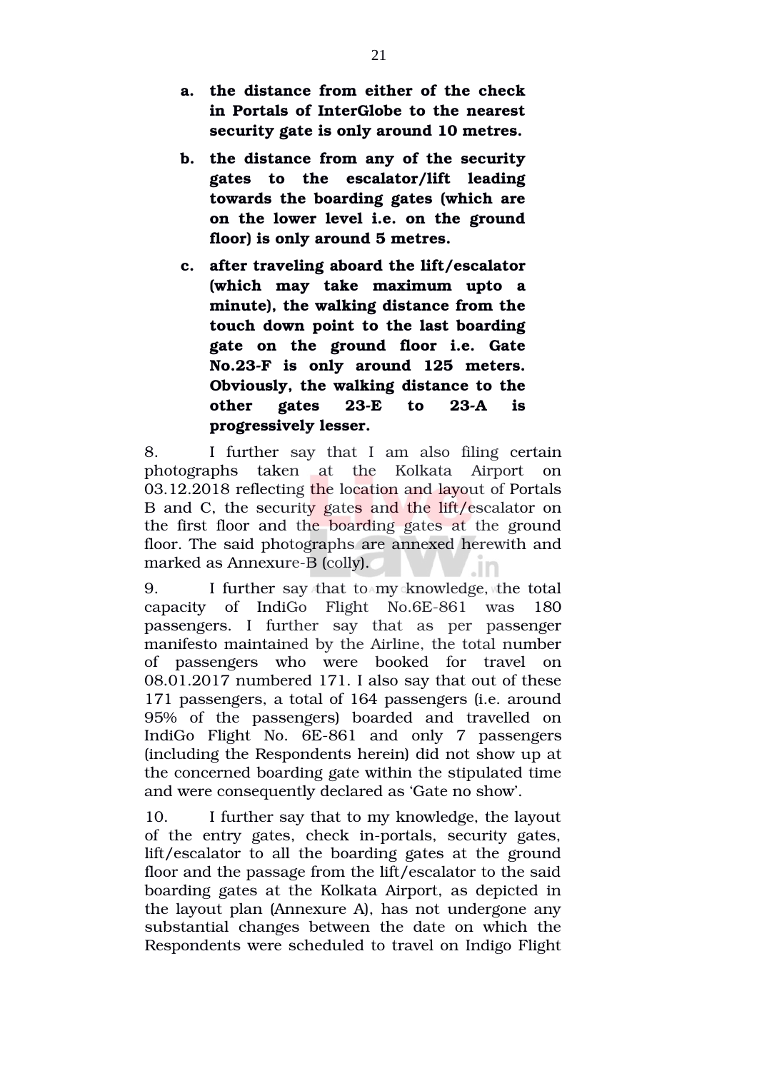a. **the distance from either of the check in Portals of InterGlobe to the nearest security gate is only around 10 metres.**

b. **the distance from any of the security gates to the escalator/lift leading towards the boarding gates (which are on the lower level i.e. on the ground floor) is only around 5 metres.**

c. **after traveling aboard the lift/escalator (which may take maximum upto a minute), the walking distance from the touch down point to the last boarding gate on the ground floor i.e. Gate No.23-F is only around 125 meters. Obviously, the walking distance to the other gates 23-E to 23-A is progressively lesser.**

8. I further say that I am also filing certain photographs taken at the Kolkata Airport on 03.12.2018 reflecting the location and layout of Portals B and C, the security gates and the lift/escalator on the first floor and the boarding gates at the ground floor. The said photographs are annexed herewith and marked as Annexure-B (colly).

9. I further say that to my knowledge, the total capacity of IndiGo Flight No.6E-861 was 180 passengers. I further say that as per passenger manifesto maintained by the Airline, the total number of passengers who were booked for travel on 08.01.2017 numbered 171. I also say that out of these 171 passengers, a total of 164 passengers (i.e. around 95% of the passengers) boarded and travelled on IndiGo Flight No. 6E-861 and only 7 passengers (including the Respondents herein) did not show up at the concerned boarding gate within the stipulated time and were consequently declared as 'Gate no show'.

10. I further say that to my knowledge, the layout of the entry gates, check in-portals, security gates, lift/escalator to all the boarding gates at the ground floor and the passage from the lift/escalator to the said boarding gates at the Kolkata Airport, as depicted in the layout plan (Annexure A), has not undergone any substantial changes between the date on which the Respondents were scheduled to travel on Indigo Flight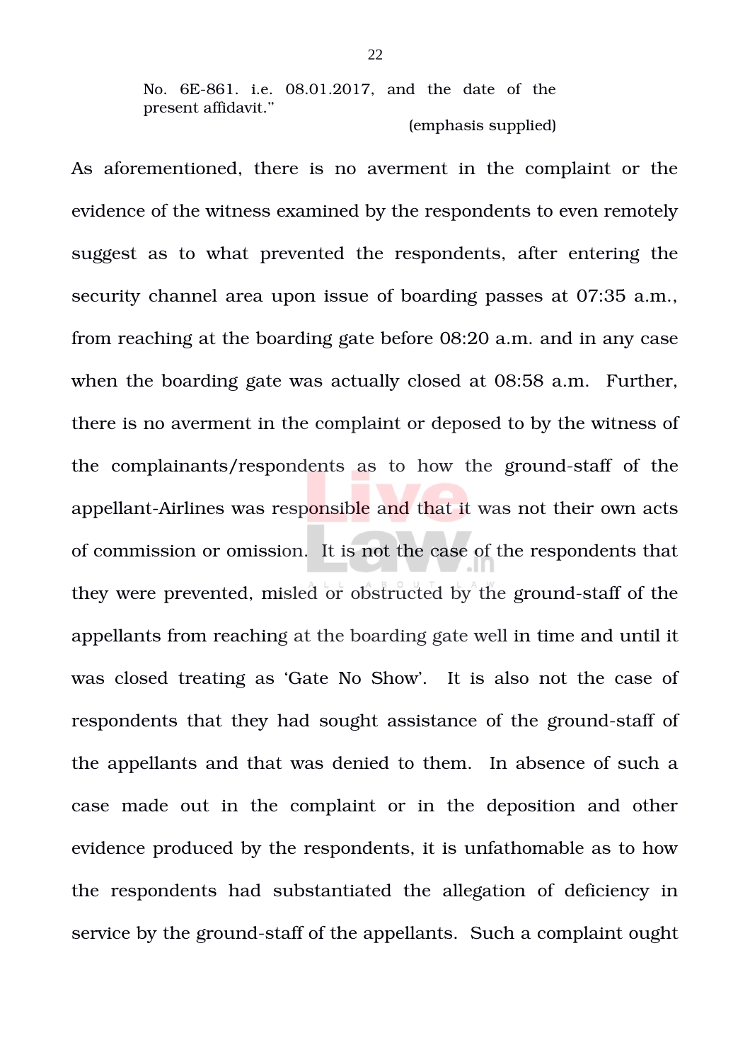> No. 6E-861. i.e. 08.01.2017, and the date of the present affidavit."
>
> (emphasis supplied)

As aforementioned, there is no averment in the complaint or the evidence of the witness examined by the respondents to even remotely suggest as to what prevented the respondents, after entering the security channel area upon issue of boarding passes at 07:35 a.m., from reaching at the boarding gate before 08:20 a.m. and in any case when the boarding gate was actually closed at 08:58 a.m. Further, there is no averment in the complaint or deposed to by the witness of the complainants/respondents as to how the ground-staff of the appellant-Airlines was responsible and that it was not their own acts of commission or omission. It is not the case of the respondents that they were prevented, misled or obstructed by the ground-staff of the appellants from reaching at the boarding gate well in time and until it was closed treating as 'Gate No Show'. It is also not the case of respondents that they had sought assistance of the ground-staff of the appellants and that was denied to them. In absence of such a case made out in the complaint or in the deposition and other evidence produced by the respondents, it is unfathomable as to how the respondents had substantiated the allegation of deficiency in service by the ground-staff of the appellants. Such a complaint ought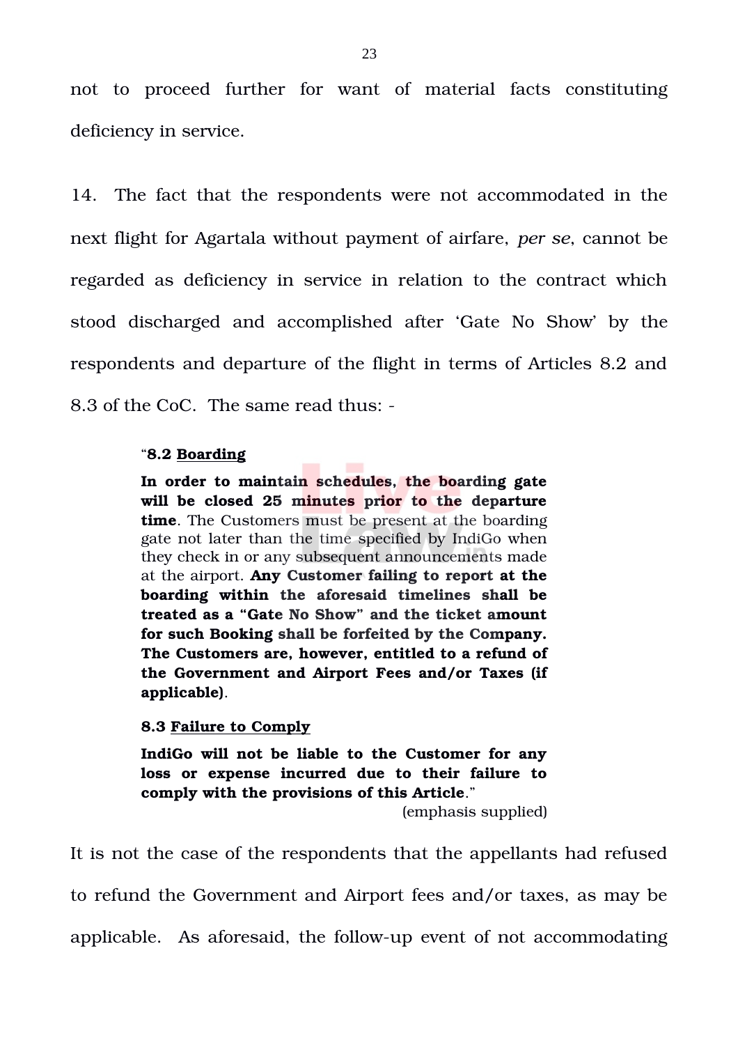not to proceed further for want of material facts constituting deficiency in service.

14. The fact that the respondents were not accommodated in the next flight for Agartala without payment of airfare, *per se*, cannot be regarded as deficiency in service in relation to the contract which stood discharged and accomplished after 'Gate No Show' by the respondents and departure of the flight in terms of Articles 8.2 and 8.3 of the CoC. The same read thus: -

> "**8.2 <u>Boarding</u>**
>
> **In order to maintain schedules, the boarding gate will be closed 25 minutes prior to the departure time**. The Customers must be present at the boarding gate not later than the time specified by IndiGo when they check in or any subsequent announcements made at the airport. **Any Customer failing to report at the boarding within the aforesaid timelines shall be treated as a "Gate No Show" and the ticket amount for such Booking shall be forfeited by the Company. The Customers are, however, entitled to a refund of the Government and Airport Fees and/or Taxes (if applicable)**.
>
> **8.3 <u>Failure to Comply</u>**
>
> **IndiGo will not be liable to the Customer for any loss or expense incurred due to their failure to comply with the provisions of this Article**."
>
> (emphasis supplied)

It is not the case of the respondents that the appellants had refused to refund the Government and Airport fees and/or taxes, as may be applicable. As aforesaid, the follow-up event of not accommodating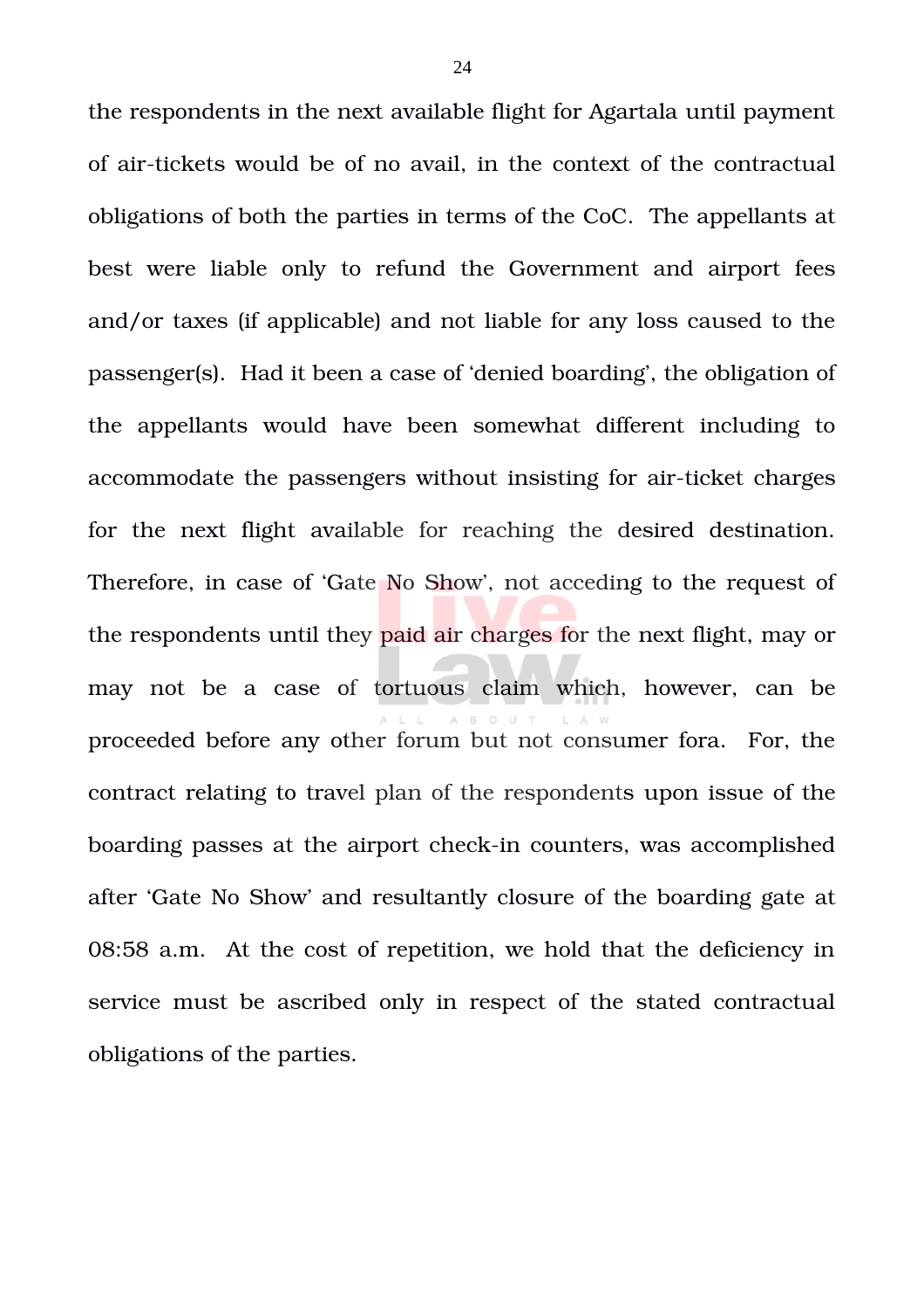the respondents in the next available flight for Agartala until payment of air-tickets would be of no avail, in the context of the contractual obligations of both the parties in terms of the CoC. The appellants at best were liable only to refund the Government and airport fees and/or taxes (if applicable) and not liable for any loss caused to the passenger(s). Had it been a case of 'denied boarding', the obligation of the appellants would have been somewhat different including to accommodate the passengers without insisting for air-ticket charges for the next flight available for reaching the desired destination. Therefore, in case of 'Gate No Show', not acceding to the request of the respondents until they paid air charges for the next flight, may or may not be a case of tortuous claim which, however, can be proceeded before any other forum but not consumer fora. For, the contract relating to travel plan of the respondents upon issue of the boarding passes at the airport check-in counters, was accomplished after 'Gate No Show' and resultantly closure of the boarding gate at 08:58 a.m. At the cost of repetition, we hold that the deficiency in service must be ascribed only in respect of the stated contractual obligations of the parties.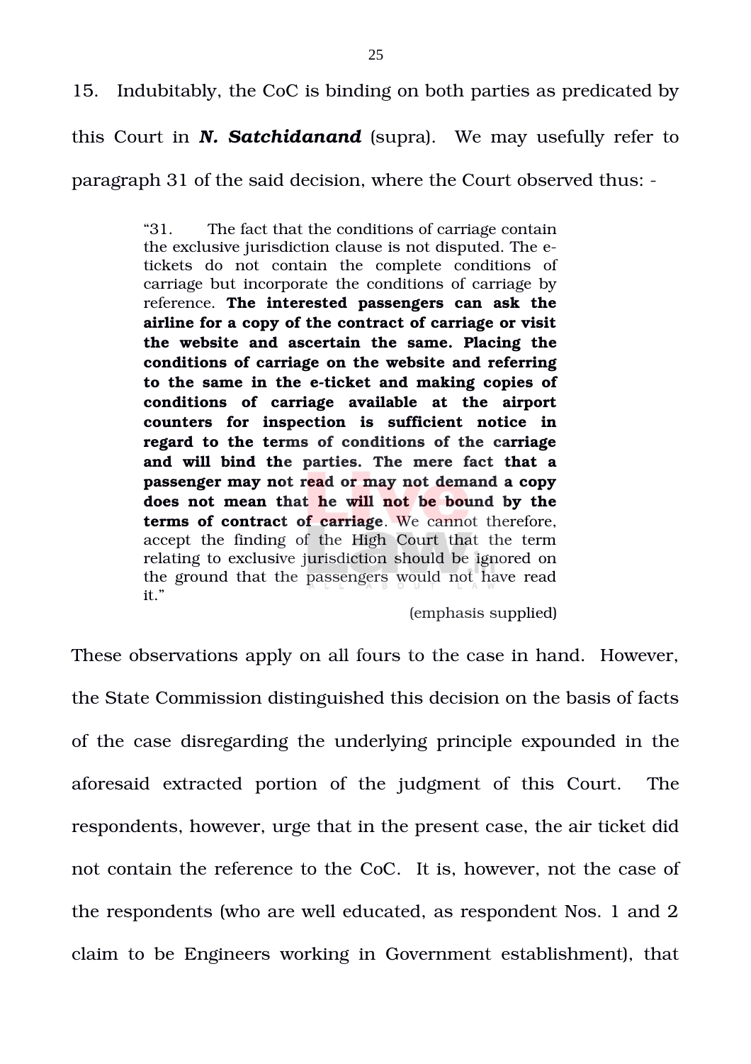15. Indubitably, the CoC is binding on both parties as predicated by this Court in ***N. Satchidanand*** (supra). We may usefully refer to paragraph 31 of the said decision, where the Court observed thus: -

> "31. The fact that the conditions of carriage contain the exclusive jurisdiction clause is not disputed. The e-tickets do not contain the complete conditions of carriage but incorporate the conditions of carriage by reference. **The interested passengers can ask the airline for a copy of the contract of carriage or visit the website and ascertain the same. Placing the conditions of carriage on the website and referring to the same in the e-ticket and making copies of conditions of carriage available at the airport counters for inspection is sufficient notice in regard to the terms of conditions of the carriage and will bind the parties. The mere fact that a passenger may not read or may not demand a copy does not mean that he will not be bound by the terms of contract of carriage**. We cannot therefore, accept the finding of the High Court that the term relating to exclusive jurisdiction should be ignored on the ground that the passengers would not have read it."
>
> (emphasis supplied)

These observations apply on all fours to the case in hand. However, the State Commission distinguished this decision on the basis of facts of the case disregarding the underlying principle expounded in the aforesaid extracted portion of the judgment of this Court. The respondents, however, urge that in the present case, the air ticket did not contain the reference to the CoC. It is, however, not the case of the respondents (who are well educated, as respondent Nos. 1 and 2 claim to be Engineers working in Government establishment), that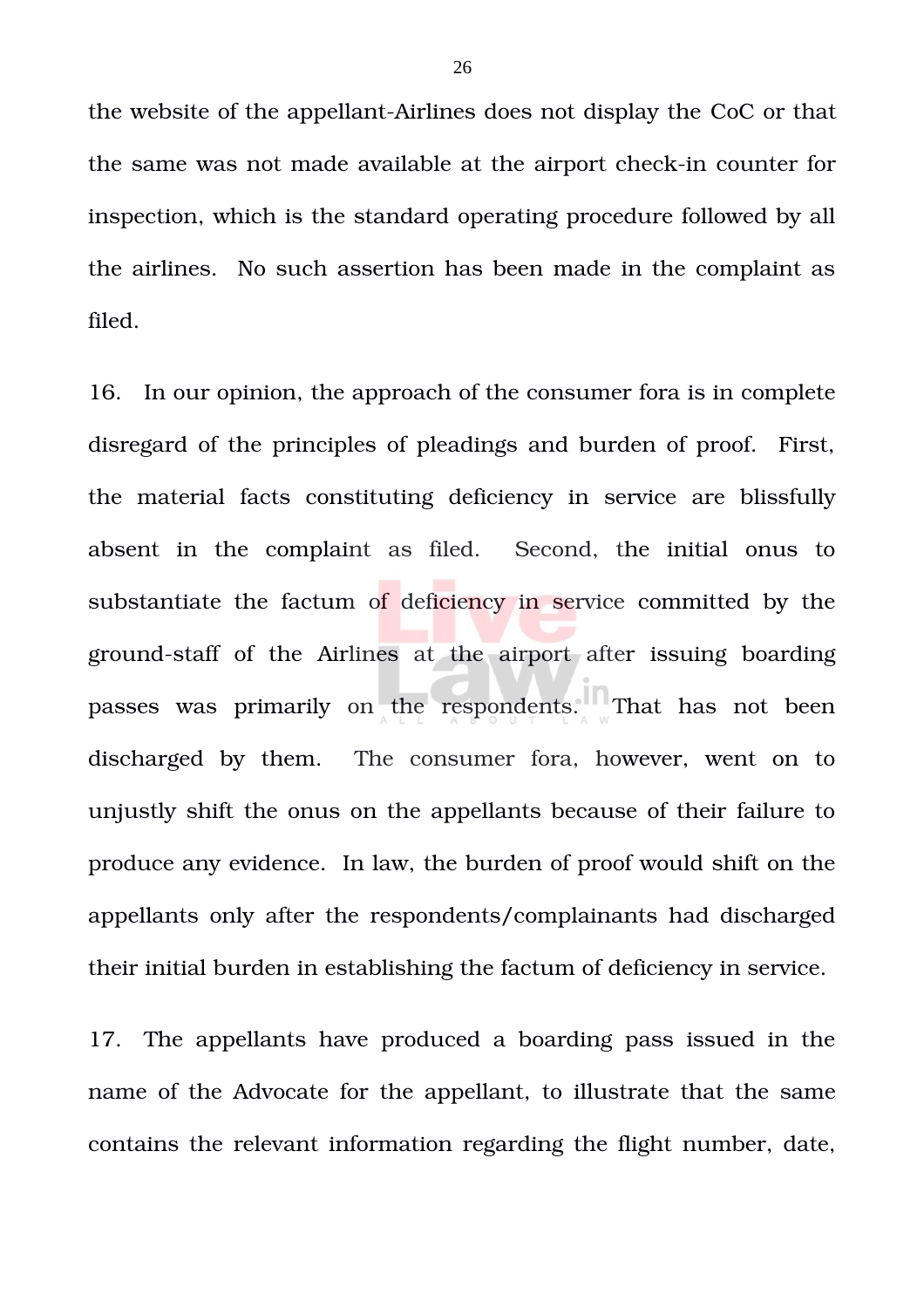the website of the appellant-Airlines does not display the CoC or that the same was not made available at the airport check-in counter for inspection, which is the standard operating procedure followed by all the airlines. No such assertion has been made in the complaint as filed.

16. In our opinion, the approach of the consumer fora is in complete disregard of the principles of pleadings and burden of proof. First, the material facts constituting deficiency in service are blissfully absent in the complaint as filed. Second, the initial onus to substantiate the factum of deficiency in service committed by the ground-staff of the Airlines at the airport after issuing boarding passes was primarily on the respondents. That has not been discharged by them. The consumer fora, however, went on to unjustly shift the onus on the appellants because of their failure to produce any evidence. In law, the burden of proof would shift on the appellants only after the respondents/complainants had discharged their initial burden in establishing the factum of deficiency in service.

17. The appellants have produced a boarding pass issued in the name of the Advocate for the appellant, to illustrate that the same contains the relevant information regarding the flight number, date,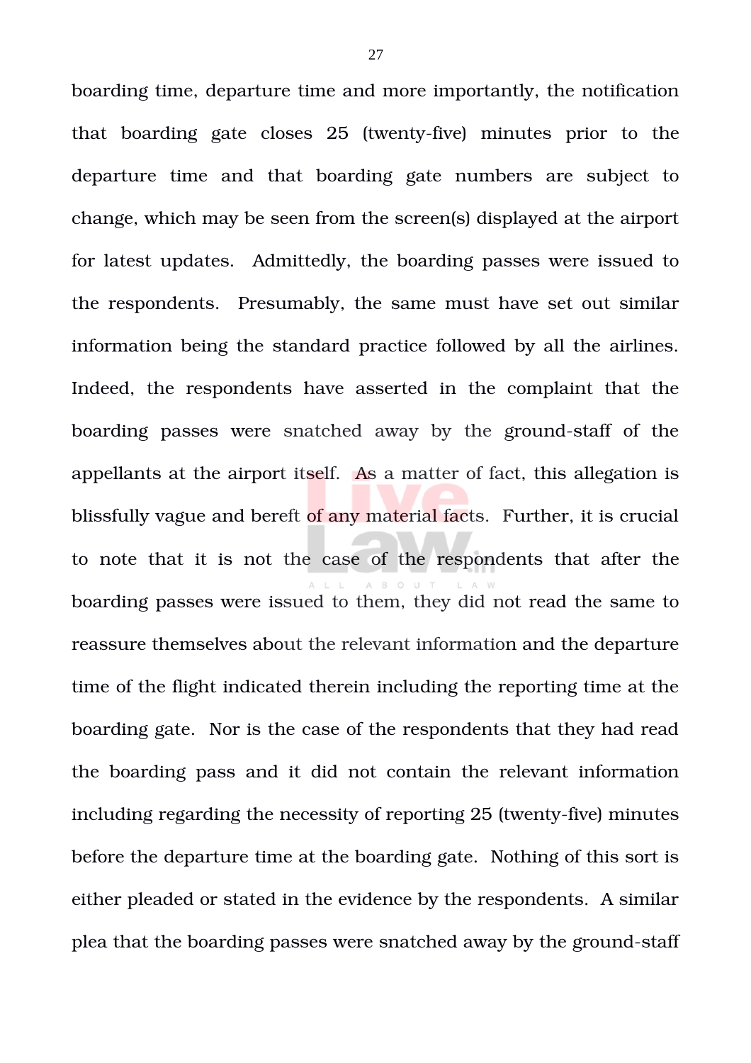boarding time, departure time and more importantly, the notification that boarding gate closes 25 (twenty-five) minutes prior to the departure time and that boarding gate numbers are subject to change, which may be seen from the screen(s) displayed at the airport for latest updates. Admittedly, the boarding passes were issued to the respondents. Presumably, the same must have set out similar information being the standard practice followed by all the airlines. Indeed, the respondents have asserted in the complaint that the boarding passes were snatched away by the ground-staff of the appellants at the airport itself. As a matter of fact, this allegation is blissfully vague and bereft of any material facts. Further, it is crucial to note that it is not the case of the respondents that after the boarding passes were issued to them, they did not read the same to reassure themselves about the relevant information and the departure time of the flight indicated therein including the reporting time at the boarding gate. Nor is the case of the respondents that they had read the boarding pass and it did not contain the relevant information including regarding the necessity of reporting 25 (twenty-five) minutes before the departure time at the boarding gate. Nothing of this sort is either pleaded or stated in the evidence by the respondents. A similar plea that the boarding passes were snatched away by the ground-staff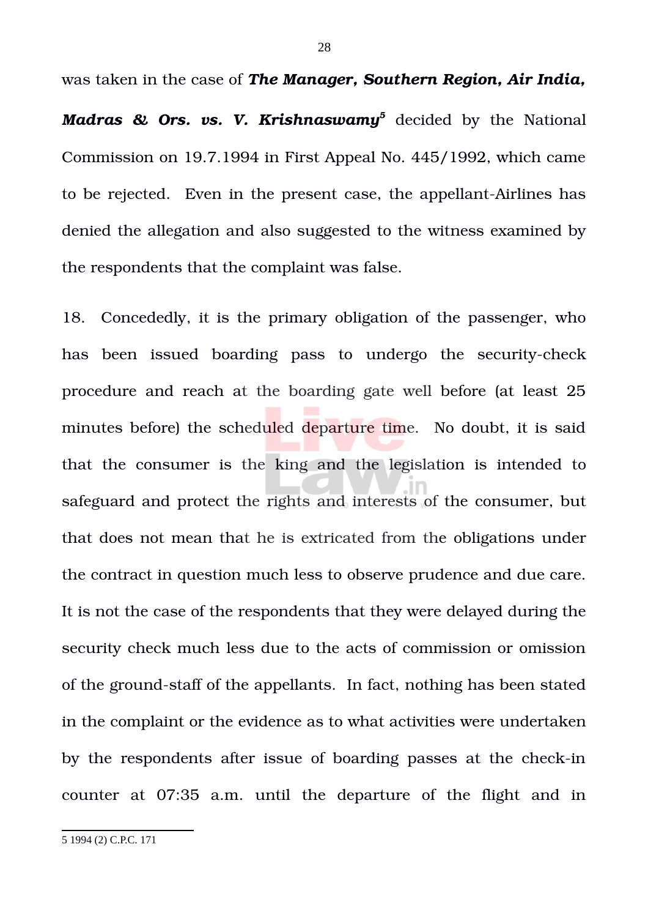was taken in the case of ***The Manager, Southern Region, Air India, Madras & Ors. vs. V. Krishnaswamy***[5] decided by the National Commission on 19.7.1994 in First Appeal No. 445/1992, which came to be rejected. Even in the present case, the appellant-Airlines has denied the allegation and also suggested to the witness examined by the respondents that the complaint was false.

18. Concededly, it is the primary obligation of the passenger, who has been issued boarding pass to undergo the security-check procedure and reach at the boarding gate well before (at least 25 minutes before) the scheduled departure time. No doubt, it is said that the consumer is the king and the legislation is intended to safeguard and protect the rights and interests of the consumer, but that does not mean that he is extricated from the obligations under the contract in question much less to observe prudence and due care. It is not the case of the respondents that they were delayed during the security check much less due to the acts of commission or omission of the ground-staff of the appellants. In fact, nothing has been stated in the complaint or the evidence as to what activities were undertaken by the respondents after issue of boarding passes at the check-in counter at 07:35 a.m. until the departure of the flight and in

---

5 1994 (2) C.P.C. 171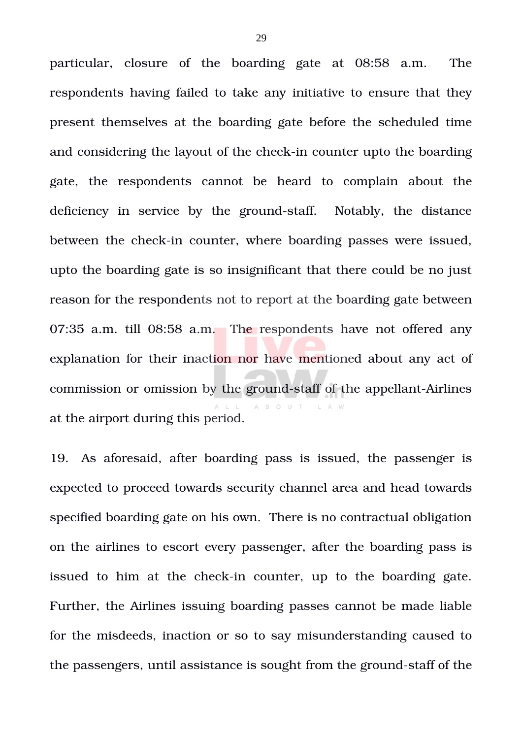particular, closure of the boarding gate at 08:58 a.m. The respondents having failed to take any initiative to ensure that they present themselves at the boarding gate before the scheduled time and considering the layout of the check-in counter upto the boarding gate, the respondents cannot be heard to complain about the deficiency in service by the ground-staff. Notably, the distance between the check-in counter, where boarding passes were issued, upto the boarding gate is so insignificant that there could be no just reason for the respondents not to report at the boarding gate between 07:35 a.m. till 08:58 a.m. The respondents have not offered any explanation for their inaction nor have mentioned about any act of commission or omission by the ground-staff of the appellant-Airlines at the airport during this period.

19. As aforesaid, after boarding pass is issued, the passenger is expected to proceed towards security channel area and head towards specified boarding gate on his own. There is no contractual obligation on the airlines to escort every passenger, after the boarding pass is issued to him at the check-in counter, up to the boarding gate. Further, the Airlines issuing boarding passes cannot be made liable for the misdeeds, inaction or so to say misunderstanding caused to the passengers, until assistance is sought from the ground-staff of the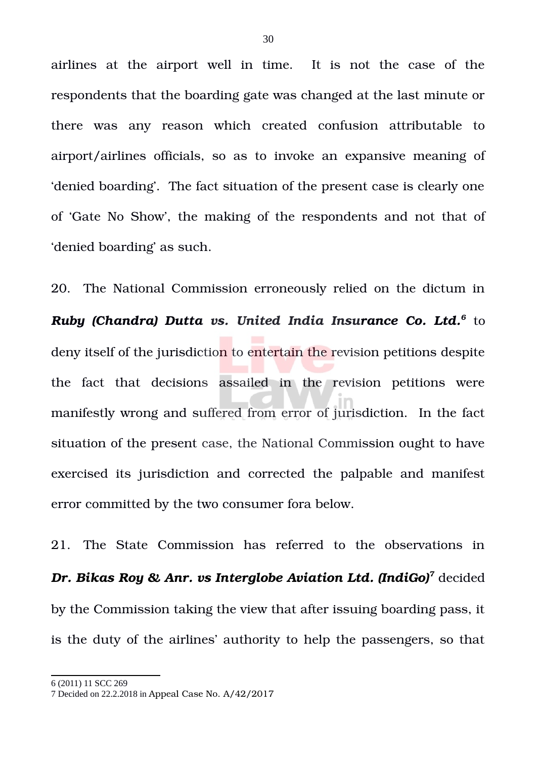airlines at the airport well in time. It is not the case of the respondents that the boarding gate was changed at the last minute or there was any reason which created confusion attributable to airport/airlines officials, so as to invoke an expansive meaning of 'denied boarding'. The fact situation of the present case is clearly one of 'Gate No Show', the making of the respondents and not that of 'denied boarding' as such.

20. The National Commission erroneously relied on the dictum in ***Ruby (Chandra) Dutta vs. United India Insurance Co. Ltd.***[6] to deny itself of the jurisdiction to entertain the revision petitions despite the fact that decisions assailed in the revision petitions were manifestly wrong and suffered from error of jurisdiction. In the fact situation of the present case, the National Commission ought to have exercised its jurisdiction and corrected the palpable and manifest error committed by the two consumer fora below.

21. The State Commission has referred to the observations in ***Dr. Bikas Roy & Anr. vs Interglobe Aviation Ltd. (IndiGo)***[7] decided by the Commission taking the view that after issuing boarding pass, it is the duty of the airlines' authority to help the passengers, so that

---

6 (2011) 11 SCC 269

7 Decided on 22.2.2018 in Appeal Case No. A/42/2017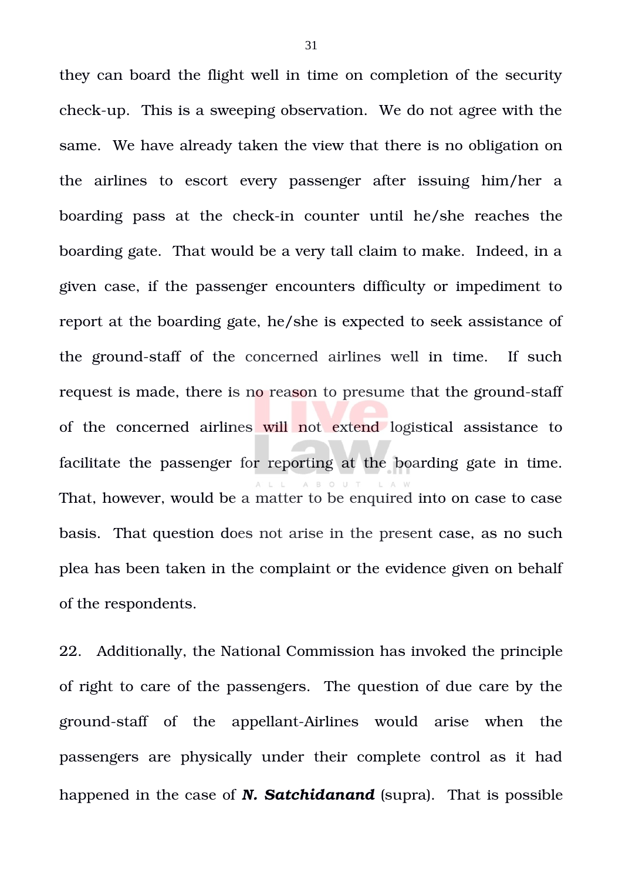they can board the flight well in time on completion of the security check-up. This is a sweeping observation. We do not agree with the same. We have already taken the view that there is no obligation on the airlines to escort every passenger after issuing him/her a boarding pass at the check-in counter until he/she reaches the boarding gate. That would be a very tall claim to make. Indeed, in a given case, if the passenger encounters difficulty or impediment to report at the boarding gate, he/she is expected to seek assistance of the ground-staff of the concerned airlines well in time. If such request is made, there is no reason to presume that the ground-staff of the concerned airlines will not extend logistical assistance to facilitate the passenger for reporting at the boarding gate in time. That, however, would be a matter to be enquired into on case to case basis. That question does not arise in the present case, as no such plea has been taken in the complaint or the evidence given on behalf of the respondents.

22. Additionally, the National Commission has invoked the principle of right to care of the passengers. The question of due care by the ground-staff of the appellant-Airlines would arise when the passengers are physically under their complete control as it had happened in the case of ***N. Satchidanand*** (supra). That is possible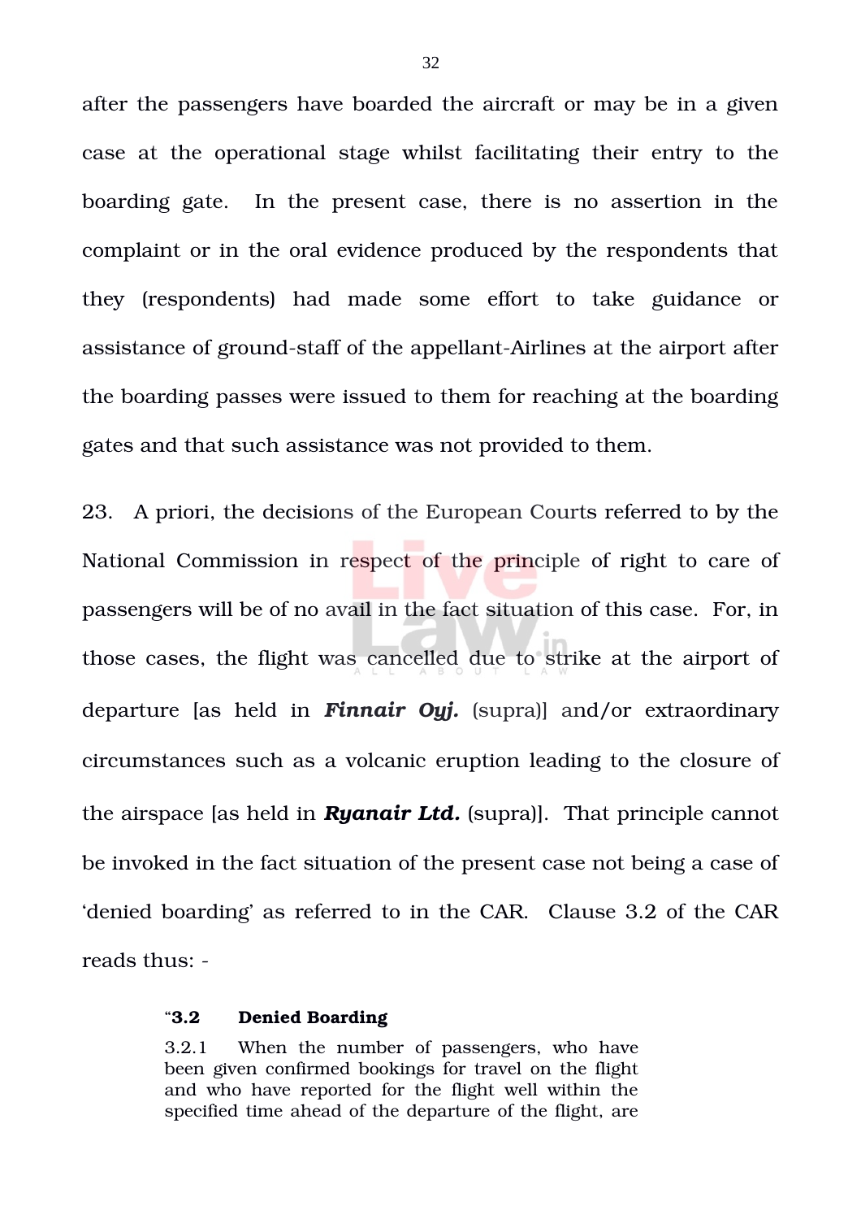after the passengers have boarded the aircraft or may be in a given case at the operational stage whilst facilitating their entry to the boarding gate. In the present case, there is no assertion in the complaint or in the oral evidence produced by the respondents that they (respondents) had made some effort to take guidance or assistance of ground-staff of the appellant-Airlines at the airport after the boarding passes were issued to them for reaching at the boarding gates and that such assistance was not provided to them.

23. A priori, the decisions of the European Courts referred to by the National Commission in respect of the principle of right to care of passengers will be of no avail in the fact situation of this case. For, in those cases, the flight was cancelled due to strike at the airport of departure [as held in ***Finnair Oyj.*** (supra)] and/or extraordinary circumstances such as a volcanic eruption leading to the closure of the airspace [as held in ***Ryanair Ltd.*** (supra)]. That principle cannot be invoked in the fact situation of the present case not being a case of 'denied boarding' as referred to in the CAR. Clause 3.2 of the CAR reads thus: -

> "**3.2 Denied Boarding**
>
> 3.2.1 When the number of passengers, who have been given confirmed bookings for travel on the flight and who have reported for the flight well within the specified time ahead of the departure of the flight, are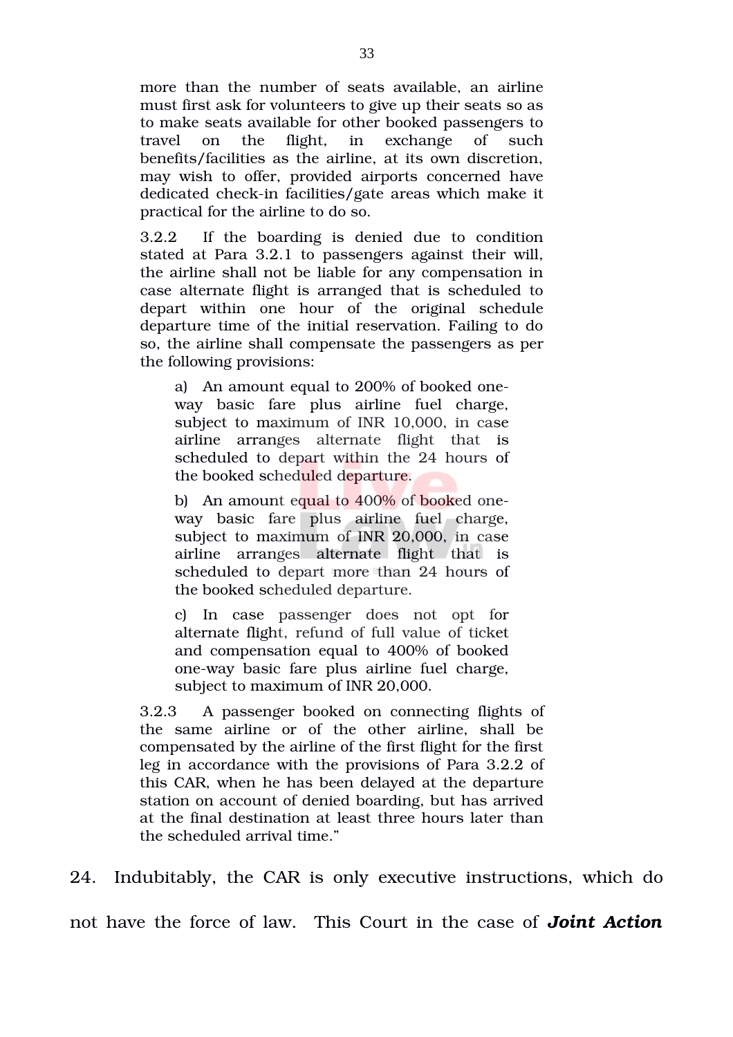more than the number of seats available, an airline must first ask for volunteers to give up their seats so as to make seats available for other booked passengers to travel on the flight, in exchange of such benefits/facilities as the airline, at its own discretion, may wish to offer, provided airports concerned have dedicated check-in facilities/gate areas which make it practical for the airline to do so.

3.2.2 If the boarding is denied due to condition stated at Para 3.2.1 to passengers against their will, the airline shall not be liable for any compensation in case alternate flight is arranged that is scheduled to depart within one hour of the original schedule departure time of the initial reservation. Failing to do so, the airline shall compensate the passengers as per the following provisions:

> a) An amount equal to 200% of booked one-way basic fare plus airline fuel charge, subject to maximum of INR 10,000, in case airline arranges alternate flight that is scheduled to depart within the 24 hours of the booked scheduled departure.
>
> b) An amount equal to 400% of booked one-way basic fare plus airline fuel charge, subject to maximum of INR 20,000, in case airline arranges alternate flight that is scheduled to depart more than 24 hours of the booked scheduled departure.
>
> c) In case passenger does not opt for alternate flight, refund of full value of ticket and compensation equal to 400% of booked one-way basic fare plus airline fuel charge, subject to maximum of INR 20,000.

3.2.3 A passenger booked on connecting flights of the same airline or of the other airline, shall be compensated by the airline of the first flight for the first leg in accordance with the provisions of Para 3.2.2 of this CAR, when he has been delayed at the departure station on account of denied boarding, but has arrived at the final destination at least three hours later than the scheduled arrival time."

24. Indubitably, the CAR is only executive instructions, which do not have the force of law. This Court in the case of ***Joint Action***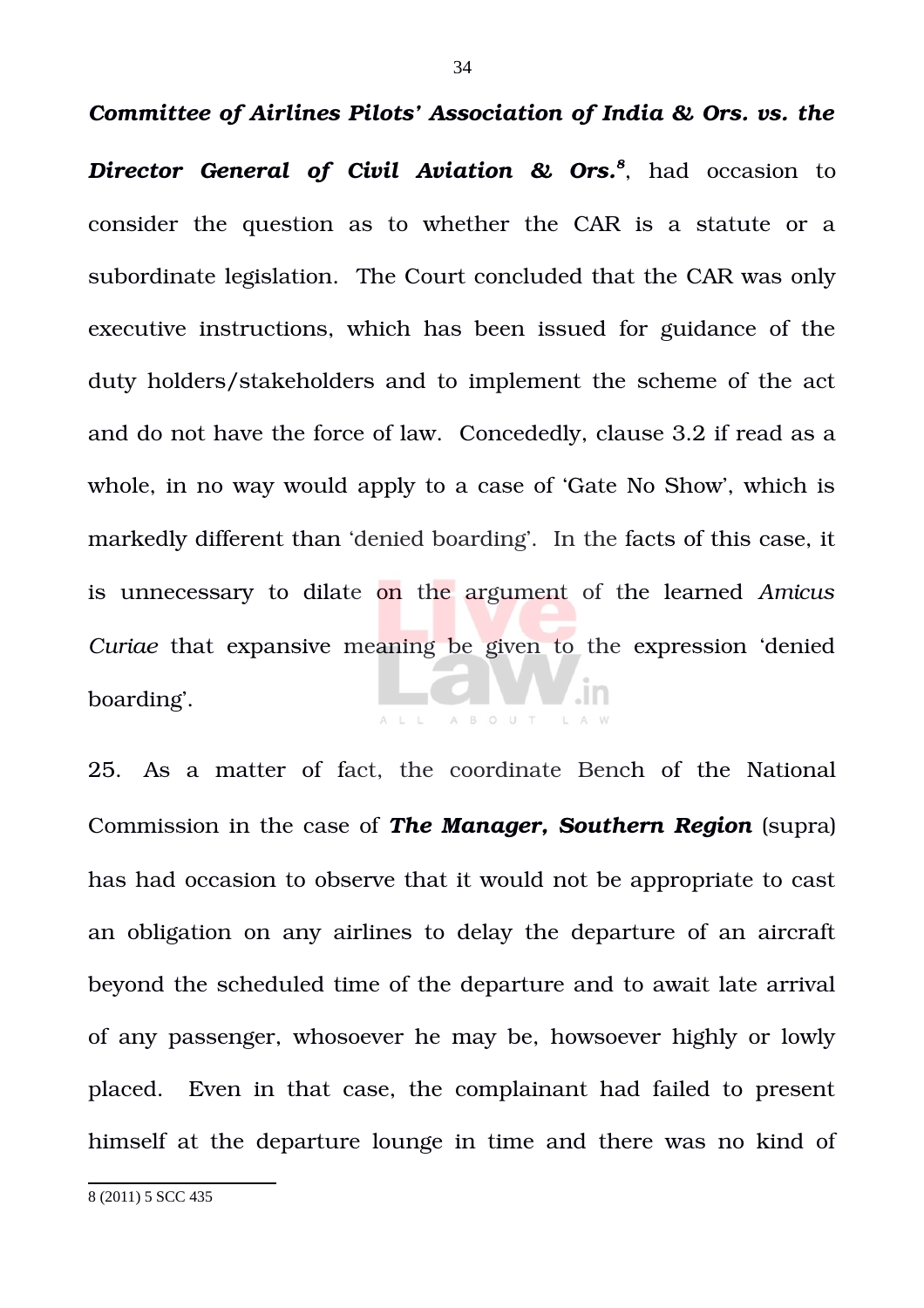***Committee of Airlines Pilots' Association of India & Ors. vs. the Director General of Civil Aviation & Ors.***[8], had occasion to consider the question as to whether the CAR is a statute or a subordinate legislation. The Court concluded that the CAR was only executive instructions, which has been issued for guidance of the duty holders/stakeholders and to implement the scheme of the act and do not have the force of law. Concededly, clause 3.2 if read as a whole, in no way would apply to a case of 'Gate No Show', which is markedly different than 'denied boarding'. In the facts of this case, it is unnecessary to dilate on the argument of the learned *Amicus Curiae* that expansive meaning be given to the expression 'denied boarding'.

25. As a matter of fact, the coordinate Bench of the National Commission in the case of ***The Manager, Southern Region*** (supra) has had occasion to observe that it would not be appropriate to cast an obligation on any airlines to delay the departure of an aircraft beyond the scheduled time of the departure and to await late arrival of any passenger, whosoever he may be, howsoever highly or lowly placed. Even in that case, the complainant had failed to present himself at the departure lounge in time and there was no kind of

---

8 (2011) 5 SCC 435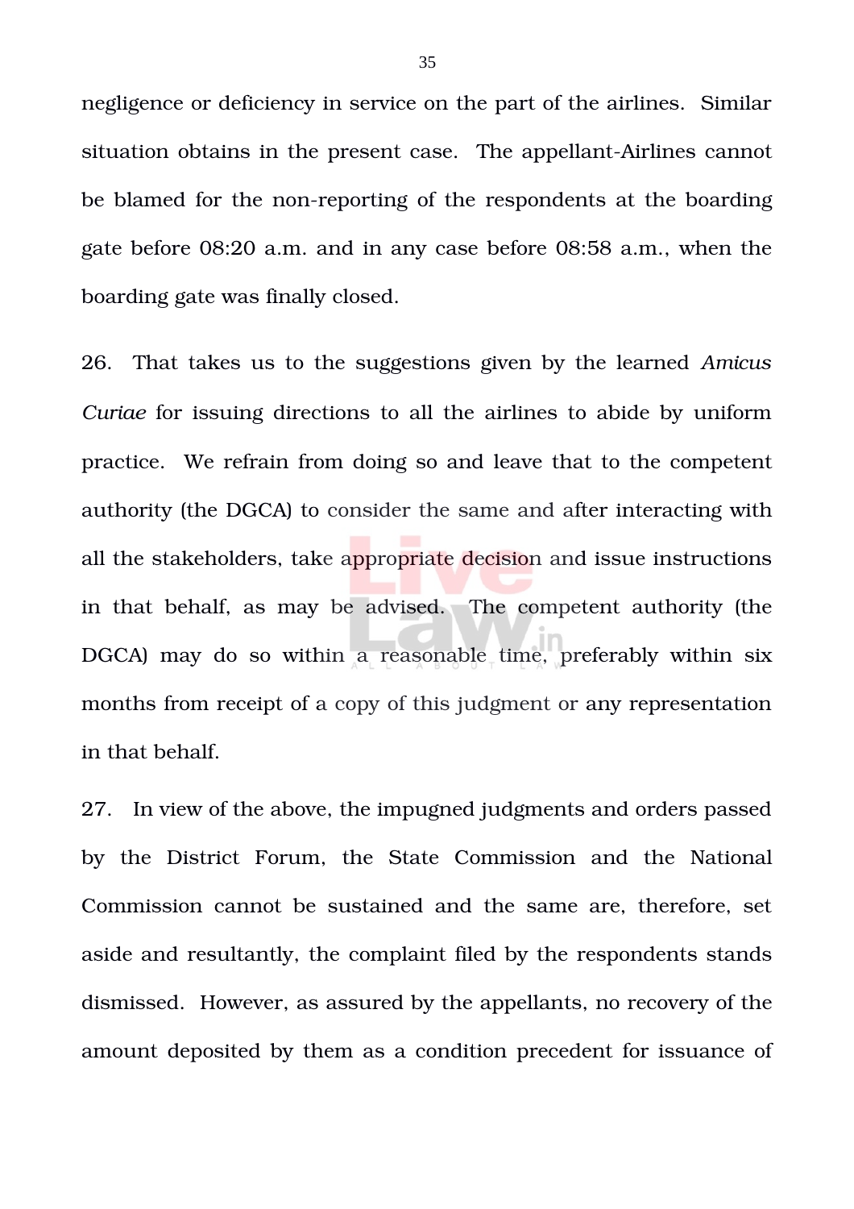negligence or deficiency in service on the part of the airlines. Similar situation obtains in the present case. The appellant-Airlines cannot be blamed for the non-reporting of the respondents at the boarding gate before 08:20 a.m. and in any case before 08:58 a.m., when the boarding gate was finally closed.

26. That takes us to the suggestions given by the learned *Amicus Curiae* for issuing directions to all the airlines to abide by uniform practice. We refrain from doing so and leave that to the competent authority (the DGCA) to consider the same and after interacting with all the stakeholders, take appropriate decision and issue instructions in that behalf, as may be advised. The competent authority (the DGCA) may do so within a reasonable time, preferably within six months from receipt of a copy of this judgment or any representation in that behalf.

27. In view of the above, the impugned judgments and orders passed by the District Forum, the State Commission and the National Commission cannot be sustained and the same are, therefore, set aside and resultantly, the complaint filed by the respondents stands dismissed. However, as assured by the appellants, no recovery of the amount deposited by them as a condition precedent for issuance of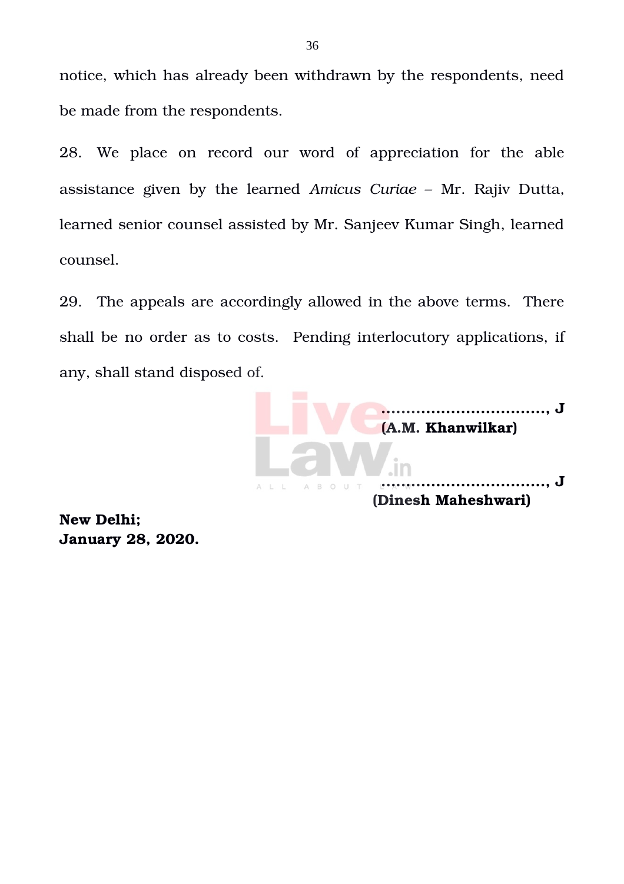notice, which has already been withdrawn by the respondents, need be made from the respondents.

28. We place on record our word of appreciation for the able assistance given by the learned *Amicus Curiae* – Mr. Rajiv Dutta, learned senior counsel assisted by Mr. Sanjeev Kumar Singh, learned counsel.

29. The appeals are accordingly allowed in the above terms. There shall be no order as to costs. Pending interlocutory applications, if any, shall stand disposed of.

**.................................., J**
**(A.M. Khanwilkar)**

**.................................., J**
**(Dinesh Maheshwari)**

**New Delhi;**
**January 28, 2020.**